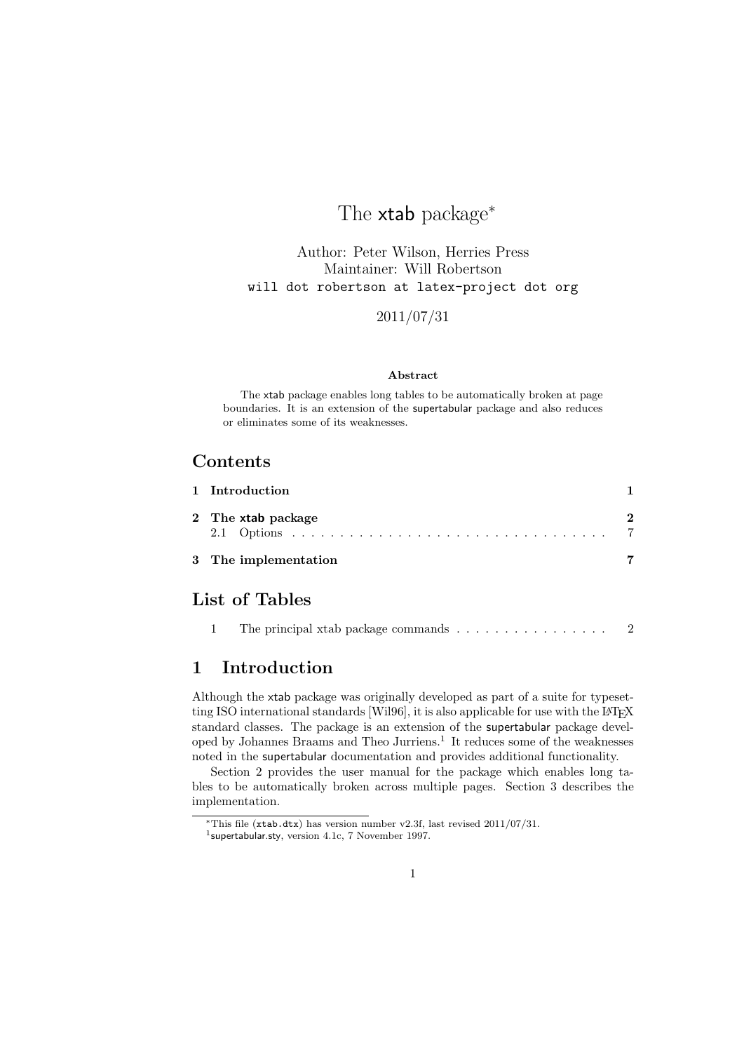# The xtab package*

Author: Peter Wilson, Herries Press
Maintainer: Will Robertson
`will dot robertson at latex-project dot org`

2011/07/31

### Abstract

The xtab package enables long tables to be automatically broken at page boundaries. It is an extension of the supertabular package and also reduces or eliminates some of its weaknesses.

## Contents

| | | |
|---|---|---|
| **1** | **Introduction** | **1** |
| **2** | **The xtab package** | **2** |
| 2.1 | Options | 7 |
| **3** | **The implementation** | **7** |

## List of Tables

| | | |
|---|---|---|
| 1 | The principal xtab package commands | 2 |

## 1 Introduction

Although the xtab package was originally developed as part of a suite for typesetting ISO international standards [Wil96], it is also applicable for use with the LaTeX standard classes. The package is an extension of the supertabular package developed by Johannes Braams and Theo Jurriens.[1] It reduces some of the weaknesses noted in the supertabular documentation and provides additional functionality.

Section 2 provides the user manual for the package which enables long tables to be automatically broken across multiple pages. Section 3 describes the implementation.

*This file (`xtab.dtx`) has version number v2.3f, last revised 2011/07/31.

[1] supertabular.sty, version 4.1c, 7 November 1997.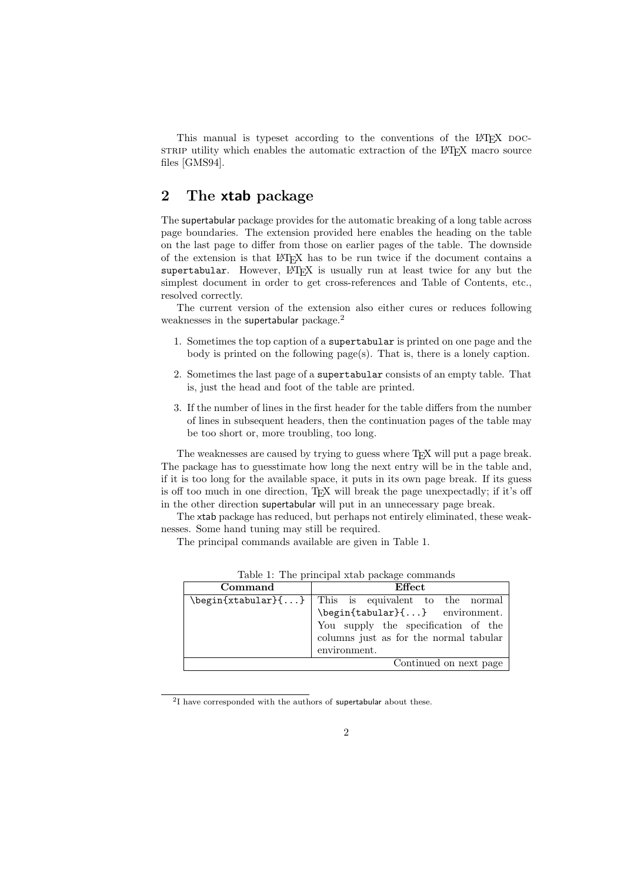This manual is typeset according to the conventions of the LaTeX DOCSTRIP utility which enables the automatic extraction of the LaTeX macro source files [GMS94].

## 2 The xtab package

The supertabular package provides for the automatic breaking of a long table across page boundaries. The extension provided here enables the heading on the table on the last page to differ from those on earlier pages of the table. The downside of the extension is that LaTeX has to be run twice if the document contains a `supertabular`. However, LaTeX is usually run at least twice for any but the simplest document in order to get cross-references and Table of Contents, etc., resolved correctly.

The current version of the extension also either cures or reduces following weaknesses in the supertabular package.[2]

1. Sometimes the top caption of a `supertabular` is printed on one page and the body is printed on the following page(s). That is, there is a lonely caption.
2. Sometimes the last page of a `supertabular` consists of an empty table. That is, just the head and foot of the table are printed.
3. If the number of lines in the first header for the table differs from the number of lines in subsequent headers, then the continuation pages of the table may be too short or, more troubling, too long.

The weaknesses are caused by trying to guess where TeX will put a page break. The package has to guesstimate how long the next entry will be in the table and, if it is too long for the available space, it puts in its own page break. If its guess is off too much in one direction, TeX will break the page unexpectadly; if it's off in the other direction supertabular will put in an unnecessary page break.

The xtab package has reduced, but perhaps not entirely eliminated, these weaknesses. Some hand tuning may still be required.

The principal commands available are given in Table 1.

Table 1: The principal xtab package commands

| Command | Effect |
|---|---|
| `\begin{xtabular}{...}` | This is equivalent to the normal `\begin{tabular}{...}` environment. You supply the specification of the columns just as for the normal tabular environment. |
| | Continued on next page |

[2] I have corresponded with the authors of supertabular about these.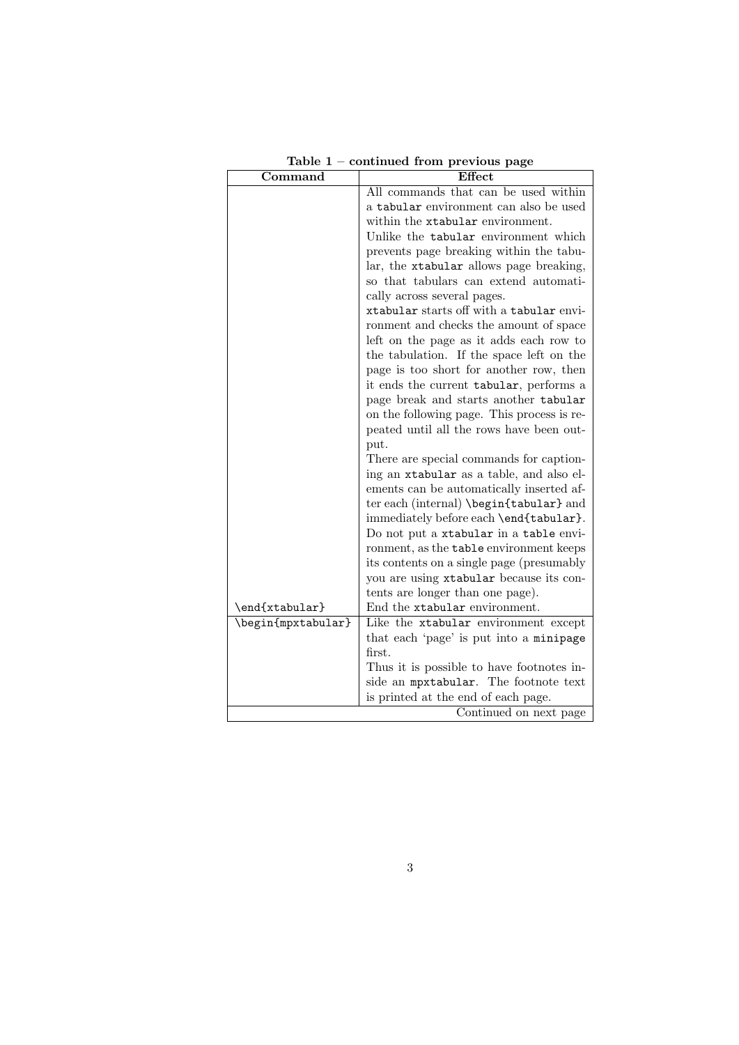**Table 1 – continued from previous page**

| Command | Effect |
|---|---|
| | All commands that can be used within a `tabular` environment can also be used within the `xtabular` environment.<br>Unlike the `tabular` environment which prevents page breaking within the tabular, the `xtabular` allows page breaking, so that tabulars can extend automatically across several pages.<br>`xtabular` starts off with a `tabular` environment and checks the amount of space left on the page as it adds each row to the tabulation. If the space left on the page is too short for another row, then it ends the current `tabular`, performs a page break and starts another `tabular` on the following page. This process is repeated until all the rows have been output.<br>There are special commands for captioning an `xtabular` as a table, and also elements can be automatically inserted after each (internal) `\begin{tabular}` and immediately before each `\end{tabular}`.<br>Do not put a `xtabular` in a `table` environment, as the `table` environment keeps its contents on a single page (presumably you are using `xtabular` because its contents are longer than one page). |
| `\end{xtabular}` | End the `xtabular` environment. |
| `\begin{mpxtabular}` | Like the `xtabular` environment except that each 'page' is put into a `minipage` first.<br>Thus it is possible to have footnotes inside an `mpxtabular`. The footnote text is printed at the end of each page. |

Continued on next page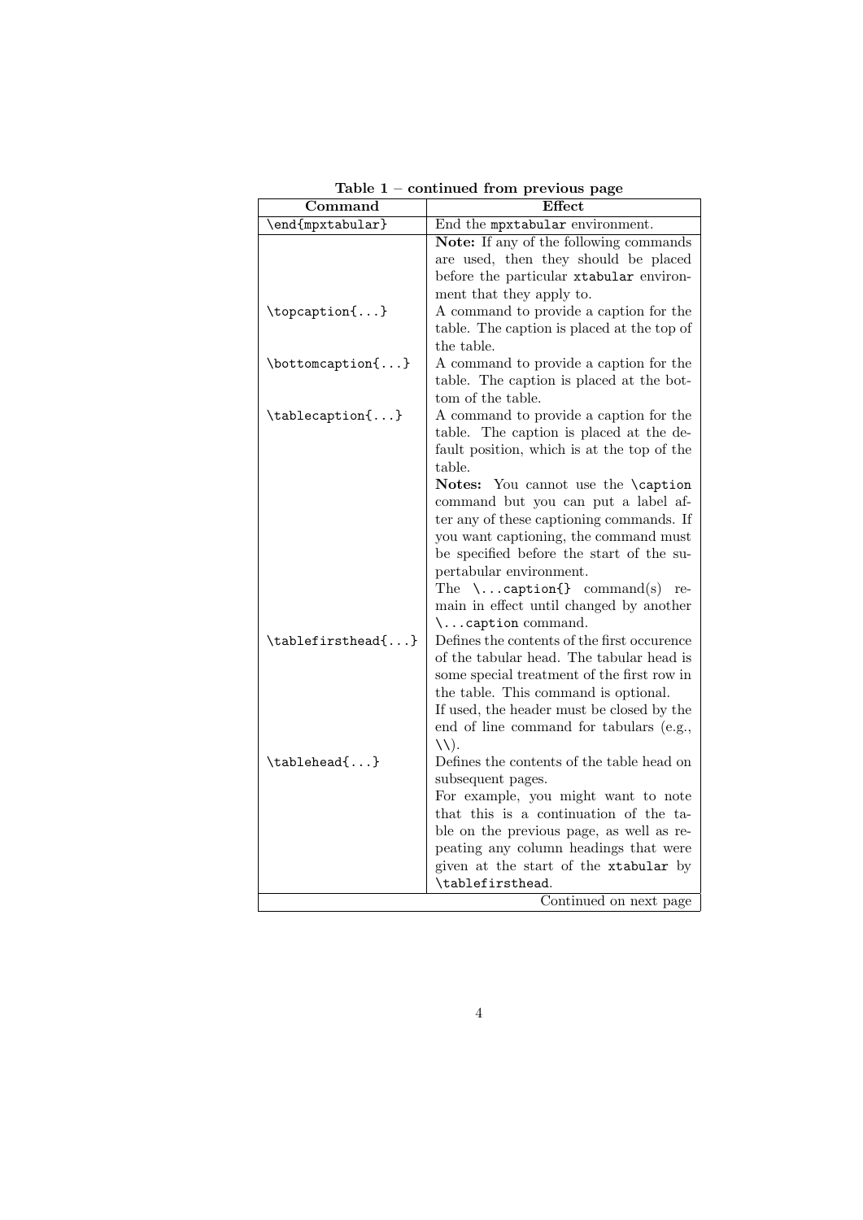**Table 1 – continued from previous page**

| Command | Effect |
|---|---|
| `\end{mpxtabular}` | End the `mpxtabular` environment. |
| | **Note:** If any of the following commands are used, then they should be placed before the particular `xtabular` environment that they apply to. |
| `\topcaption{...}` | A command to provide a caption for the table. The caption is placed at the top of the table. |
| `\bottomcaption{...}` | A command to provide a caption for the table. The caption is placed at the bottom of the table. |
| `\tablecaption{...}` | A command to provide a caption for the table. The caption is placed at the default position, which is at the top of the table. **Notes:** You cannot use the `\caption` command but you can put a label after any of these captioning commands. If you want captioning, the command must be specified before the start of the supertabular environment. The `\...caption{}` command(s) remain in effect until changed by another `\...caption` command. |
| `\tablefirsthead{...}` | Defines the contents of the first occurence of the tabular head. The tabular head is some special treatment of the first row in the table. This command is optional. If used, the header must be closed by the end of line command for tabulars (e.g., `\\`). |
| `\tablehead{...}` | Defines the contents of the table head on subsequent pages. For example, you might want to note that this is a continuation of the table on the previous page, as well as repeating any column headings that were given at the start of the `xtabular` by `\tablefirsthead`. |
| | Continued on next page |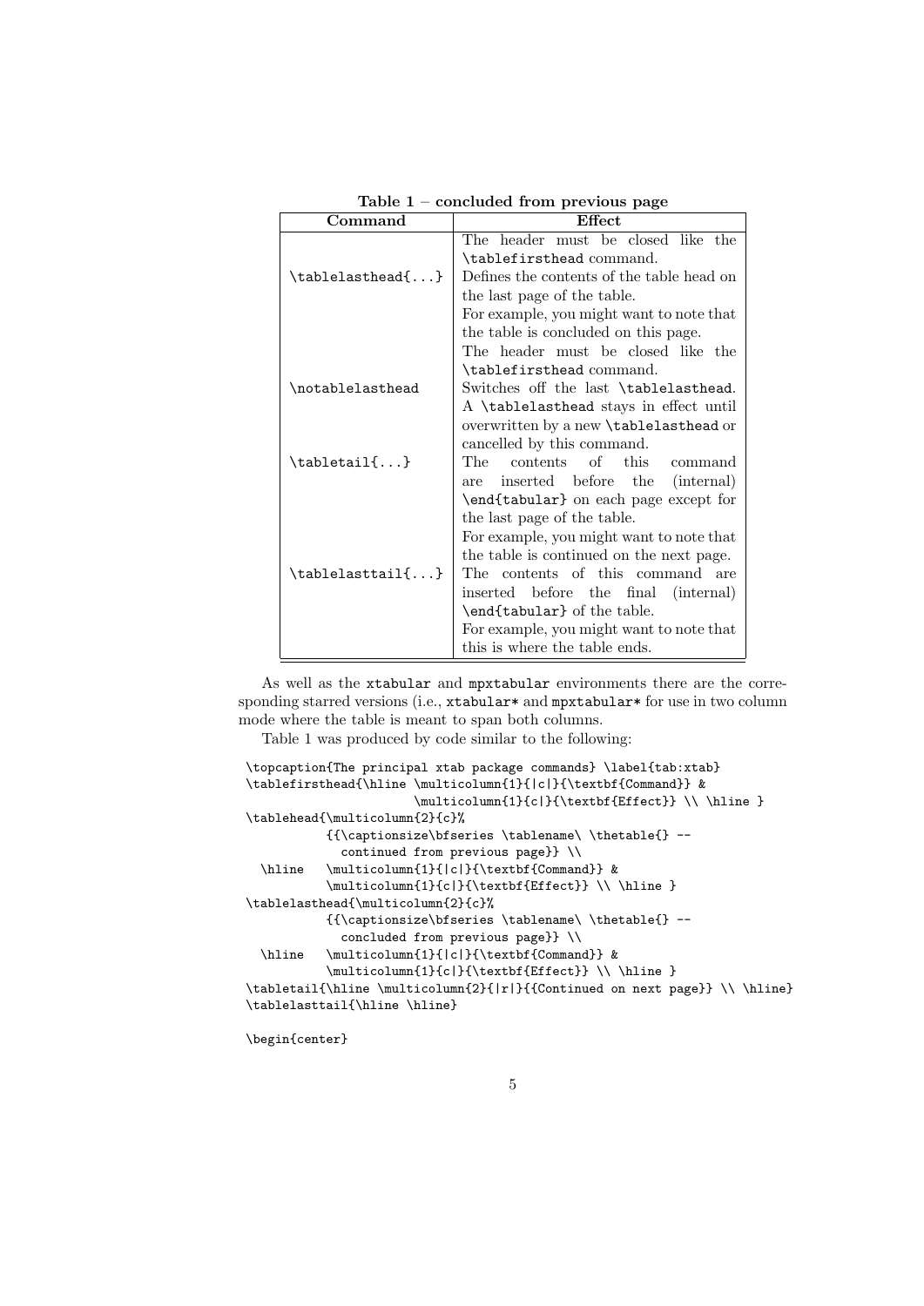**Table 1 – concluded from previous page**

| Command | Effect |
|---|---|
| | The header must be closed like the `\tablefirsthead` command. |
| `\tablelasthead{...}` | Defines the contents of the table head on the last page of the table. For example, you might want to note that the table is concluded on this page. The header must be closed like the `\tablefirsthead` command. |
| `\notablelasthead` | Switches off the last `\tablelasthead`. A `\tablelasthead` stays in effect until overwritten by a new `\tablelasthead` or cancelled by this command. |
| `\tabletail{...}` | The contents of this command are inserted before the (internal) `\end{tabular}` on each page except for the last page of the table. For example, you might want to note that the table is continued on the next page. |
| `\tablelasttail{...}` | The contents of this command are inserted before the final (internal) `\end{tabular}` of the table. For example, you might want to note that this is where the table ends. |

As well as the `xtabular` and `mpxtabular` environments there are the corresponding starred versions (i.e., `xtabular*` and `mpxtabular*` for use in two column mode where the table is meant to span both columns.

Table 1 was produced by code similar to the following:

```
\topcaption{The principal xtab package commands} \label{tab:xtab}
\tablefirsthead{\hline \multicolumn{1}{|c|}{\textbf{Command}} &
                       \multicolumn{1}{c|}{\textbf{Effect}} \\ \hline }
\tablehead{\multicolumn{2}{c}%
          {{\captionsize\bfseries \tablename\ \thetable{} --
            continued from previous page}} \\
  \hline   \multicolumn{1}{|c|}{\textbf{Command}} &
          \multicolumn{1}{c|}{\textbf{Effect}} \\ \hline }
\tablelasthead{\multicolumn{2}{c}%
          {{\captionsize\bfseries \tablename\ \thetable{} --
            concluded from previous page}} \\
  \hline   \multicolumn{1}{|c|}{\textbf{Command}} &
          \multicolumn{1}{c|}{\textbf{Effect}} \\ \hline }
\tabletail{\hline \multicolumn{2}{|r|}{{Continued on next page}} \\ \hline}
\tablelasttail{\hline \hline}

\begin{center}
```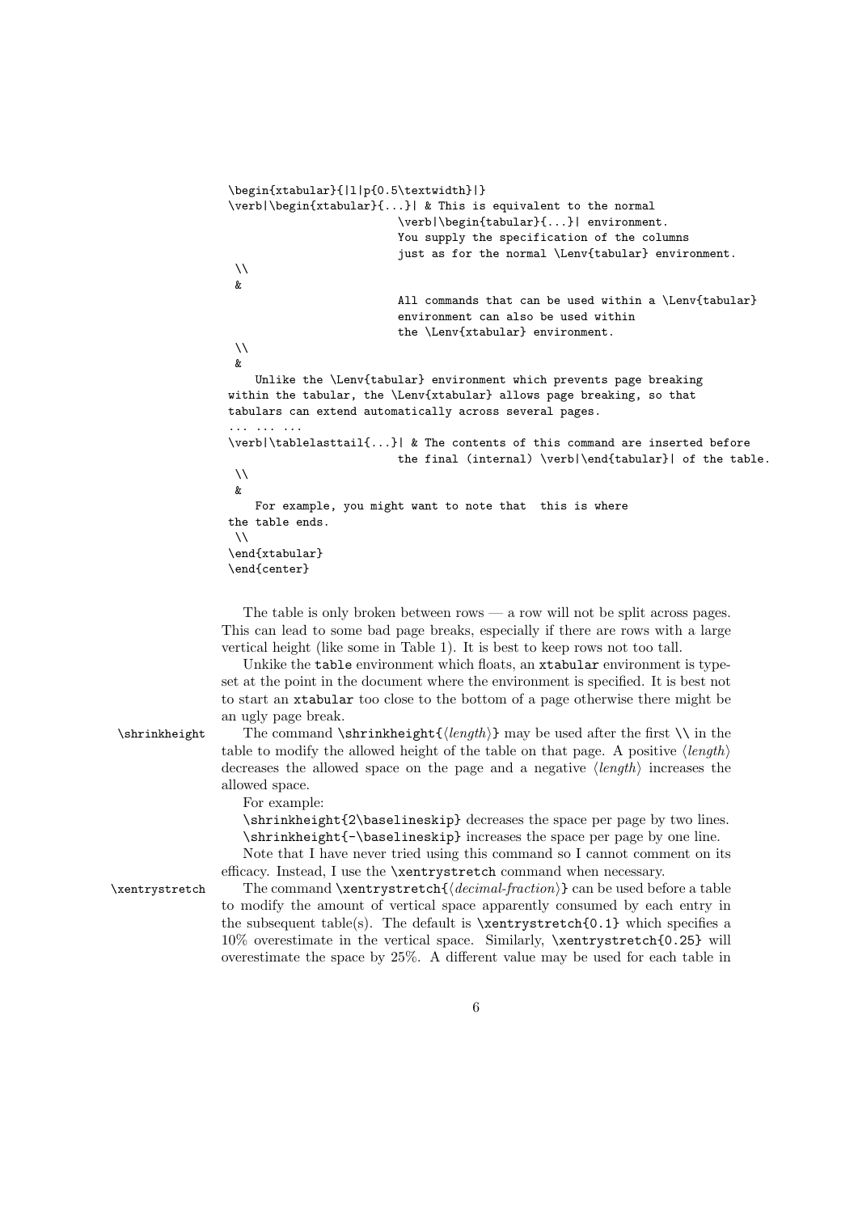```
\begin{xtabular}{|l|p{0.5\textwidth}|}
\verb|\begin{xtabular}{...}| & This is equivalent to the normal
                          \verb|\begin{tabular}{...}| environment.
                          You supply the specification of the columns
                          just as for the normal \Lenv{tabular} environment.
 \\
 &
                          All commands that can be used within a \Lenv{tabular}
                          environment can also be used within
                          the \Lenv{xtabular} environment.
 \\
 &
    Unlike the \Lenv{tabular} environment which prevents page breaking
within the tabular, the \Lenv{xtabular} allows page breaking, so that
tabulars can extend automatically across several pages.
... ... ...
\verb|\tablelasttail{...}| & The contents of this command are inserted before
                          the final (internal) \verb|\end{tabular}| of the table.
 \\
 &
    For example, you might want to note that  this is where
the table ends.
 \\
\end{xtabular}
\end{center}
```

The table is only broken between rows — a row will not be split across pages. This can lead to some bad page breaks, especially if there are rows with a large vertical height (like some in Table 1). It is best to keep rows not too tall.

Unkike the `table` environment which floats, an `xtabular` environment is typeset at the point in the document where the environment is specified. It is best not to start an `xtabular` too close to the bottom of a page otherwise there might be an ugly page break.

`\shrinkheight` The command `\shrinkheight{`⟨*length*⟩`}` may be used after the first `\\` in the table to modify the allowed height of the table on that page. A positive ⟨*length*⟩ decreases the allowed space on the page and a negative ⟨*length*⟩ increases the allowed space.

For example:

`\shrinkheight{2\baselineskip}` decreases the space per page by two lines.

`\shrinkheight{-\baselineskip}` increases the space per page by one line.

Note that I have never tried using this command so I cannot comment on its efficacy. Instead, I use the `\xentrystretch` command when necessary.

`\xentrystretch` The command `\xentrystretch{`⟨*decimal-fraction*⟩`}` can be used before a table to modify the amount of vertical space apparently consumed by each entry in the subsequent table(s). The default is `\xentrystretch{0.1}` which specifies a 10% overestimate in the vertical space. Similarly, `\xentrystretch{0.25}` will overestimate the space by 25%. A different value may be used for each table in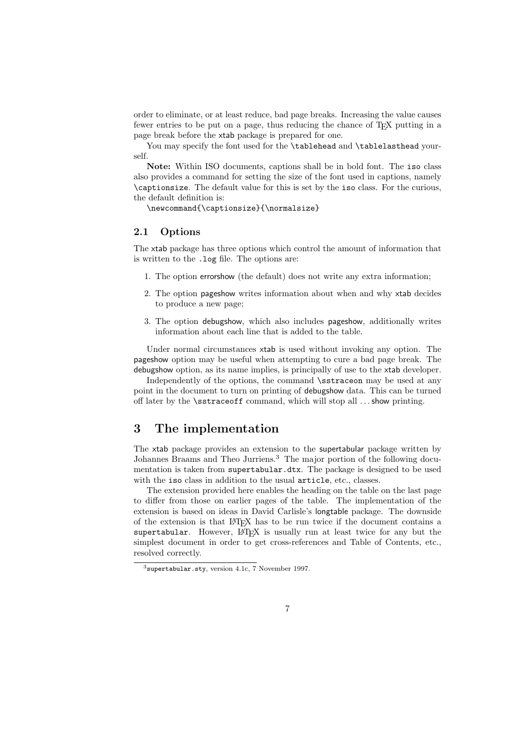order to eliminate, or at least reduce, bad page breaks. Increasing the value causes fewer entries to be put on a page, thus reducing the chance of TEX putting in a page break before the xtab package is prepared for one.

You may specify the font used for the `\tablehead` and `\tablelasthead` yourself.

**Note:** Within ISO documents, captions shall be in bold font. The `iso` class also provides a command for setting the size of the font used in captions, namely `\captionsize`. The default value for this is set by the `iso` class. For the curious, the default definition is:

```
\newcommand{\captionsize}{\normalsize}
```

### 2.1 Options

The xtab package has three options which control the amount of information that is written to the `.log` file. The options are:

1. The option errorshow (the default) does not write any extra information;
2. The option pageshow writes information about when and why xtab decides to produce a new page;
3. The option debugshow, which also includes pageshow, additionally writes information about each line that is added to the table.

Under normal circumstances xtab is used without invoking any option. The pageshow option may be useful when attempting to cure a bad page break. The debugshow option, as its name implies, is principally of use to the xtab developer.

Independently of the options, the command `\sstraceon` may be used at any point in the document to turn on printing of debugshow data. This can be turned off later by the `\sstraceoff` command, which will stop all ...show printing.

## 3 The implementation

The xtab package provides an extension to the supertabular package written by Johannes Braams and Theo Jurriens.[3] The major portion of the following documentation is taken from `supertabular.dtx`. The package is designed to be used with the `iso` class in addition to the usual `article`, etc., classes.

The extension provided here enables the heading on the table on the last page to differ from those on earlier pages of the table. The implementation of the extension is based on ideas in David Carlisle's longtable package. The downside of the extension is that LATEX has to be run twice if the document contains a `supertabular`. However, LATEX is usually run at least twice for any but the simplest document in order to get cross-references and Table of Contents, etc., resolved correctly.

[3] `supertabular.sty`, version 4.1c, 7 November 1997.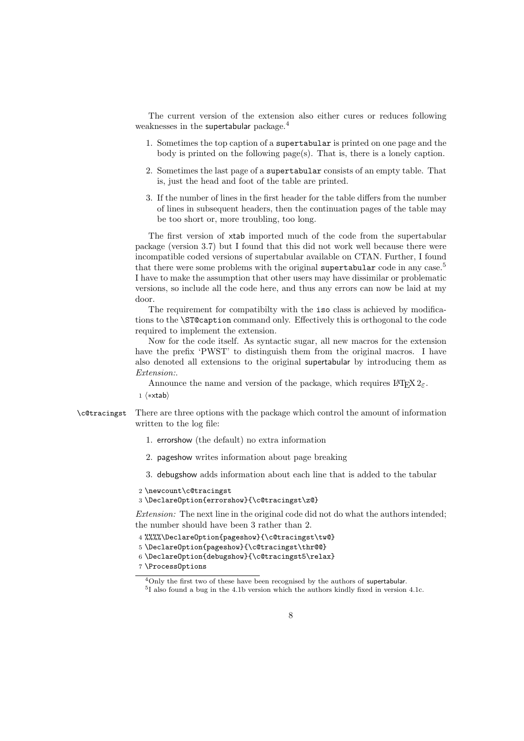The current version of the extension also either cures or reduces following weaknesses in the supertabular package.[4]

1. Sometimes the top caption of a `supertabular` is printed on one page and the body is printed on the following page(s). That is, there is a lonely caption.
2. Sometimes the last page of a `supertabular` consists of an empty table. That is, just the head and foot of the table are printed.
3. If the number of lines in the first header for the table differs from the number of lines in subsequent headers, then the continuation pages of the table may be too short or, more troubling, too long.

The first version of xtab imported much of the code from the supertabular package (version 3.7) but I found that this did not work well because there were incompatible coded versions of supertabular available on CTAN. Further, I found that there were some problems with the original `supertabular` code in any case.[5] I have to make the assumption that other users may have dissimilar or problematic versions, so include all the code here, and thus any errors can now be laid at my door.

The requirement for compatibilty with the `iso` class is achieved by modifications to the `\ST@caption` command only. Effectively this is orthogonal to the code required to implement the extension.

Now for the code itself. As syntactic sugar, all new macros for the extension have the prefix 'PWST' to distinguish them from the original macros. I have also denoted all extensions to the original supertabular by introducing them as *Extension:*.

Announce the name and version of the package, which requires LaTeX $2_\varepsilon$.

```
1 〈*xtab〉
```

`\c@tracingst` There are three options with the package which control the amount of information written to the log file:

1. errorshow (the default) no extra information
2. pageshow writes information about page breaking
3. debugshow adds information about each line that is added to the tabular

```
2 \newcount\c@tracingst
3 \DeclareOption{errorshow}{\c@tracingst\z@}
```

*Extension:* The next line in the original code did not do what the authors intended; the number should have been 3 rather than 2.

```
4 %%%%\DeclareOption{pageshow}{\c@tracingst\tw@}
5 \DeclareOption{pageshow}{\c@tracingst\thr@@}
6 \DeclareOption{debugshow}{\c@tracingst5\relax}
7 \ProcessOptions
```

[4] Only the first two of these have been recognised by the authors of supertabular.

[5] I also found a bug in the 4.1b version which the authors kindly fixed in version 4.1c.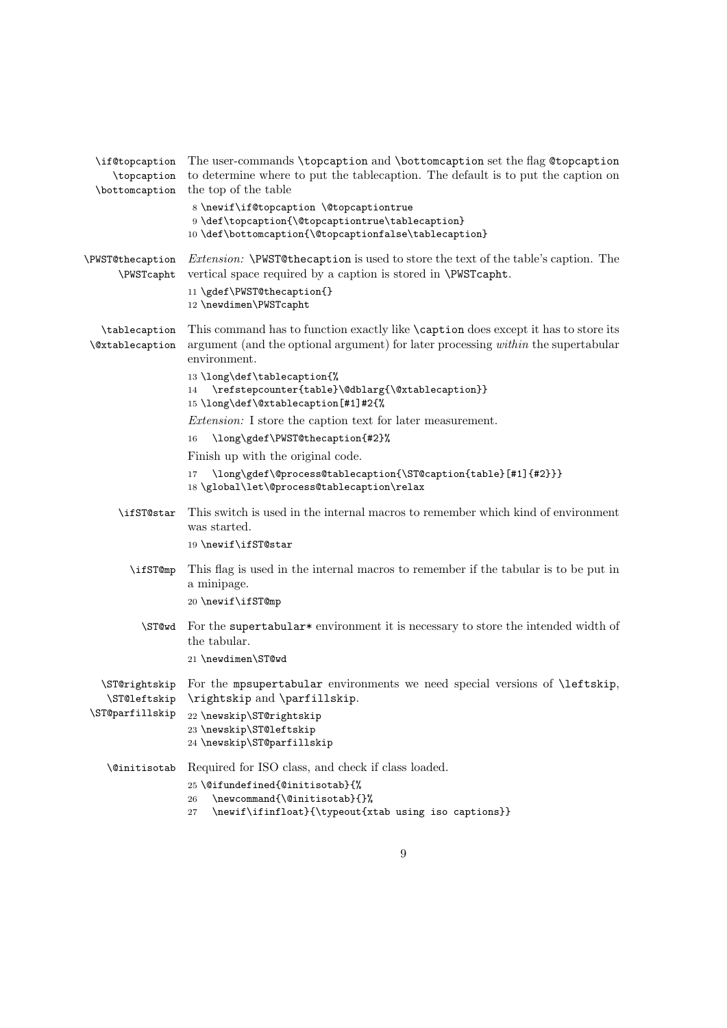`\if@topcaption` `\topcaption` `\bottomcaption` The user-commands `\topcaption` and `\bottomcaption` set the flag `@topcaption` to determine where to put the tablecaption. The default is to put the caption on the top of the table

```
 8 \newif\if@topcaption \@topcaptiontrue
 9 \def\topcaption{\@topcaptiontrue\tablecaption}
10 \def\bottomcaption{\@topcaptionfalse\tablecaption}
```

`\PWST@thecaption` `\PWSTcapht` *Extension:* `\PWST@thecaption` is used to store the text of the table's caption. The vertical space required by a caption is stored in `\PWSTcapht`.

```
11 \gdef\PWST@thecaption{}
12 \newdimen\PWSTcapht
```

`\tablecaption` `\@xtablecaption` This command has to function exactly like `\caption` does except it has to store its argument (and the optional argument) for later processing *within* the supertabular environment.

```
13 \long\def\tablecaption{%
14   \refstepcounter{table}\@dblarg{\@xtablecaption}}
15 \long\def\@xtablecaption[#1]#2{%
```

*Extension:* I store the caption text for later measurement.

```
16   \long\gdef\PWST@thecaption{#2}%
```

Finish up with the original code.

```
17   \long\gdef\@process@tablecaption{\ST@caption{table}[#1]{#2}}}
18 \global\let\@process@tablecaption\relax
```

`\ifST@star` This switch is used in the internal macros to remember which kind of environment was started.

```
19 \newif\ifST@star
```

`\ifST@mp` This flag is used in the internal macros to remember if the tabular is to be put in a minipage.

```
20 \newif\ifST@mp
```

`\ST@wd` For the `supertabular*` environment it is necessary to store the intended width of the tabular.

```
21 \newdimen\ST@wd
```

`\ST@rightskip` `\ST@leftskip` `\ST@parfillskip` For the `mpsupertabular` environments we need special versions of `\leftskip`, `\rightskip` and `\parfillskip`.

```
22 \newskip\ST@rightskip
23 \newskip\ST@leftskip
24 \newskip\ST@parfillskip
```

`\@initisotab` Required for ISO class, and check if class loaded.

```
25 \@ifundefined{@initisotab}{%
26   \newcommand{\@initisotab}{}%
27   \newif\ifinfloat}{\typeout{xtab using iso captions}}
```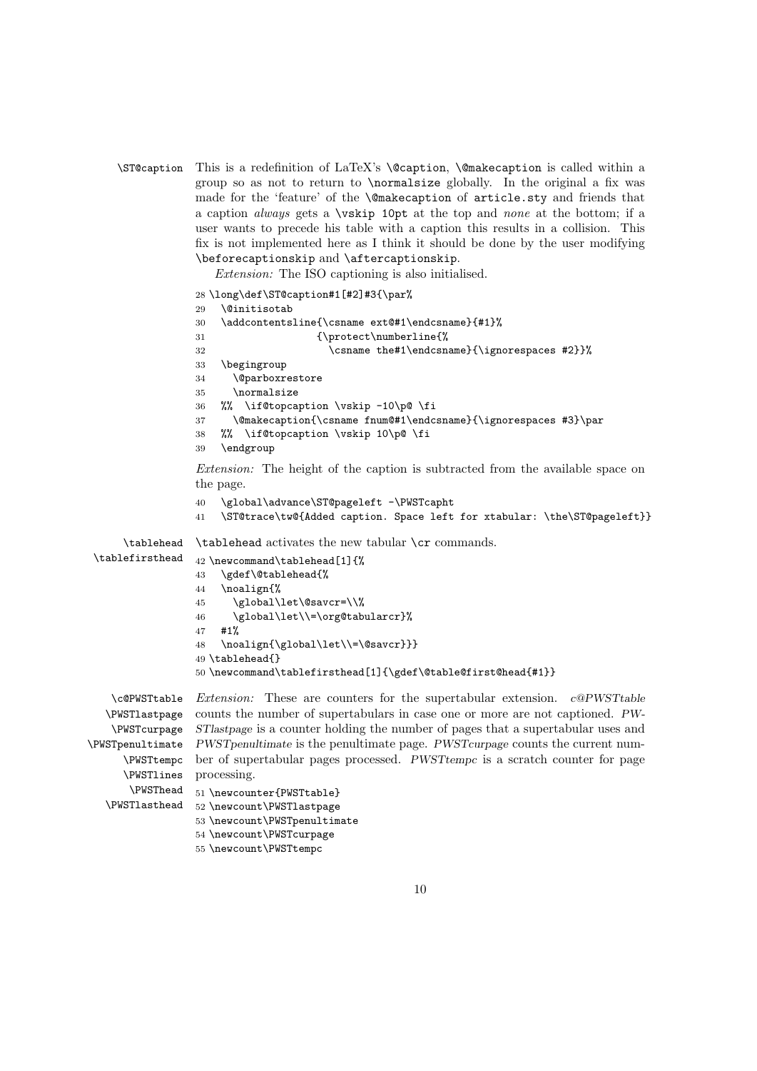`\ST@caption` This is a redefinition of LaTeX's `\@caption`, `\@makecaption` is called within a group so as not to return to `\normalsize` globally. In the original a fix was made for the 'feature' of the `\@makecaption` of `article.sty` and friends that a caption *always* gets a `\vskip 10pt` at the top and *none* at the bottom; if a user wants to precede his table with a caption this results in a collision. This fix is not implemented here as I think it should be done by the user modifying `\beforecaptionskip` and `\aftercaptionskip`.

*Extension:* The ISO captioning is also initialised.

```
28 \long\def\ST@caption#1[#2]#3{\par%
29   \@initisotab
30   \addcontentsline{\csname ext@#1\endcsname}{#1}%
31                   {\protect\numberline{%
32                      \csname the#1\endcsname}{\ignorespaces #2}}%
33   \begingroup
34     \@parboxrestore
35     \normalsize
36   %%  \if@topcaption \vskip -10\p@ \fi
37     \@makecaption{\csname fnum@#1\endcsname}{\ignorespaces #3}\par
38   %%  \if@topcaption \vskip 10\p@ \fi
39   \endgroup
```

*Extension:* The height of the caption is subtracted from the available space on the page.

```
40   \global\advance\ST@pageleft -\PWSTcapht
41   \ST@trace\tw@{Added caption. Space left for xtabular: \the\ST@pageleft}}
```

`\tablehead` `\tablefirsthead` `\tablehead` activates the new tabular `\cr` commands.

```
42 \newcommand\tablehead[1]{%
43   \gdef\@tablehead{%
44   \noalign{%
45     \global\let\@savcr=\\%
46     \global\let\\=\org@tabularcr}%
47   #1%
48   \noalign{\global\let\\=\@savcr}}}
49 \tablehead{}
50 \newcommand\tablefirsthead[1]{\gdef\@table@first@head{#1}}
```

`\c@PWSTtable` `\PWSTlastpage` `\PWSTcurpage` `\PWSTpenultimate` `\PWSTtempc` `\PWSTlines` `\PWSThead` `\PWSTlasthead`

*Extension:* These are counters for the supertabular extension. *c@PWSTtable* counts the number of supertabulars in case one or more are not captioned. *PWSTlastpage* is a counter holding the number of pages that a supertabular uses and *PWSTpenultimate* is the penultimate page. *PWSTcurpage* counts the current number of supertabular pages processed. *PWSTtempc* is a scratch counter for page processing.

```
51 \newcounter{PWSTtable}
52 \newcount\PWSTlastpage
53 \newcount\PWSTpenultimate
54 \newcount\PWSTcurpage
55 \newcount\PWSTtempc
```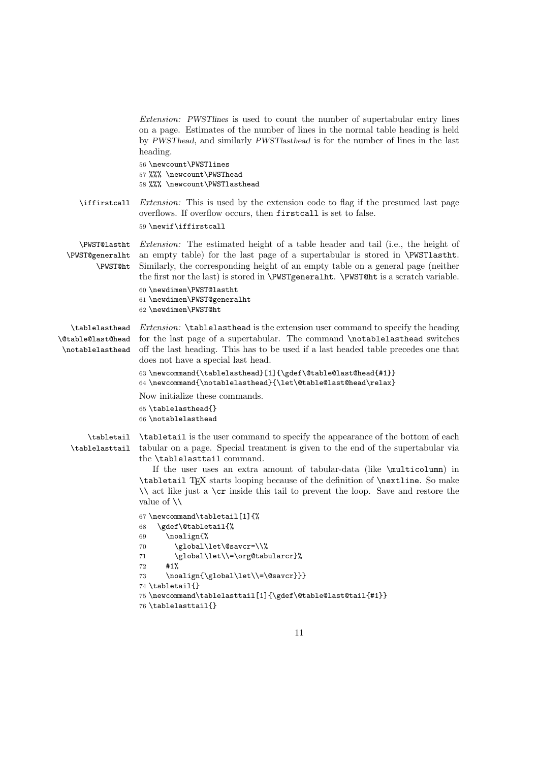*Extension: PWSTlines* is used to count the number of supertabular entry lines on a page. Estimates of the number of lines in the normal table heading is held by *PWSThead*, and similarly *PWSTlasthead* is for the number of lines in the last heading.

```
56 \newcount\PWSTlines
57 %%% \newcount\PWSThead
58 %%% \newcount\PWSTlasthead
```

\iffirstcall *Extension:* This is used by the extension code to flag if the presumed last page overflows. If overflow occurs, then firstcall is set to false.

```
59 \newif\iffirstcall
```

\PWST@lastht \PWST@generalht \PWST@ht *Extension:* The estimated height of a table header and tail (i.e., the height of an empty table) for the last page of a supertabular is stored in \PWSTlastht. Similarly, the corresponding height of an empty table on a general page (neither the first nor the last) is stored in \PWSTgeneralht. \PWST@ht is a scratch variable.

```
60 \newdimen\PWST@lastht
61 \newdimen\PWST@generalht
62 \newdimen\PWST@ht
```

\tablelasthead \@table@last@head \notablelasthead *Extension:* \tablelasthead is the extension user command to specify the heading for the last page of a supertabular. The command \notablelasthead switches off the last heading. This has to be used if a last headed table precedes one that does not have a special last head.

```
63 \newcommand{\tablelasthead}[1]{\gdef\@table@last@head{#1}}
64 \newcommand{\notablelasthead}{\let\@table@last@head\relax}
```

Now initialize these commands.

```
65 \tablelasthead{}
66 \notablelasthead
```

\tabletail \tablelasttail \tabletail is the user command to specify the appearance of the bottom of each tabular on a page. Special treatment is given to the end of the supertabular via the \tablelasttail command.

If the user uses an extra amount of tabular-data (like \multicolumn) in \tabletail TeX starts looping because of the definition of \nextline. So make \\ act like just a \cr inside this tail to prevent the loop. Save and restore the value of \\

```
67 \newcommand\tabletail[1]{%
68   \gdef\@tabletail{%
69     \noalign{%
70       \global\let\@savcr=\\%
71       \global\let\\=\org@tabularcr}%
72     #1%
73     \noalign{\global\let\\=\@savcr}}}
74 \tabletail{}
75 \newcommand\tablelasttail[1]{\gdef\@table@last@tail{#1}}
76 \tablelasttail{}
```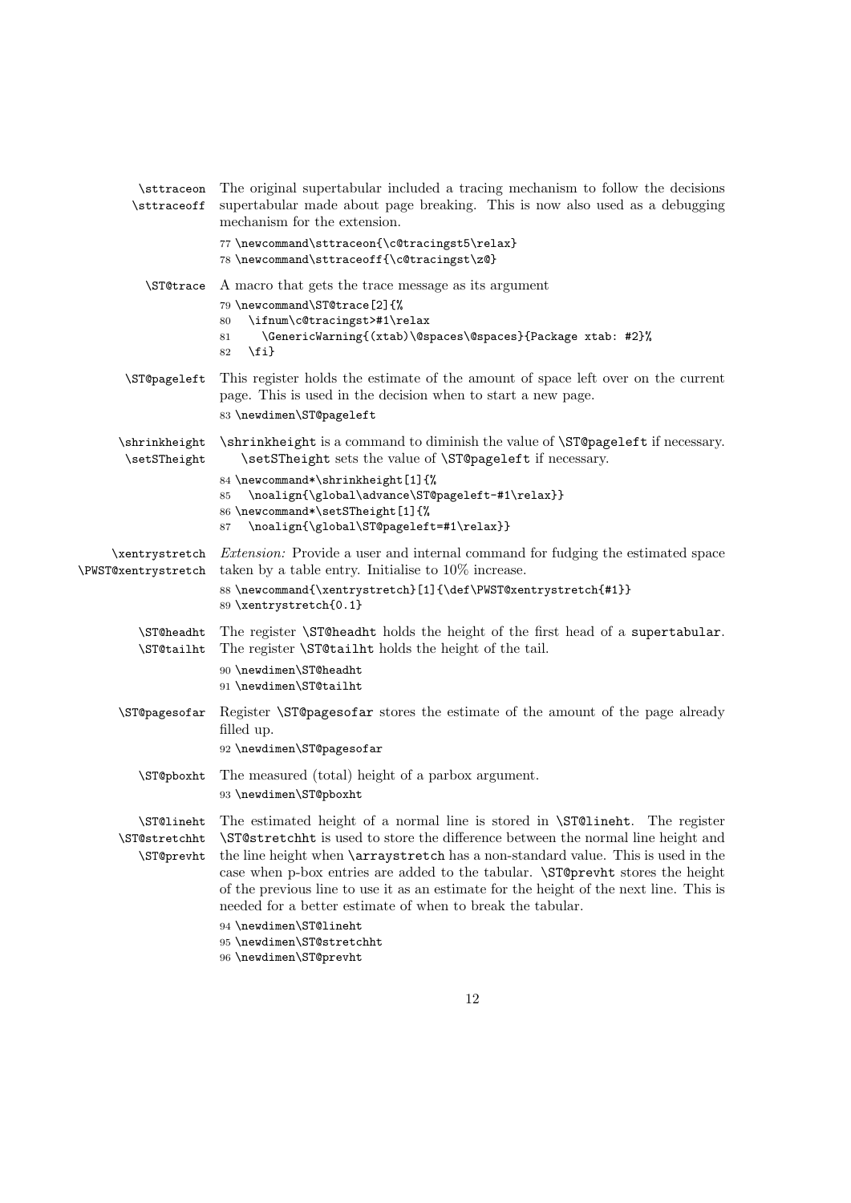**\sttraceon** **\sttraceoff** The original supertabular included a tracing mechanism to follow the decisions supertabular made about page breaking. This is now also used as a debugging mechanism for the extension.

```
77 \newcommand\sttraceon{\c@tracingst5\relax}
78 \newcommand\sttraceoff{\c@tracingst\z@}
```

**\ST@trace** A macro that gets the trace message as its argument

```
79 \newcommand\ST@trace[2]{%
80   \ifnum\c@tracingst>#1\relax
81     \GenericWarning{(xtab)\@spaces\@spaces}{Package xtab: #2}%
82   \fi}
```

**\ST@pageleft** This register holds the estimate of the amount of space left over on the current page. This is used in the decision when to start a new page.

```
83 \newdimen\ST@pageleft
```

**\shrinkheight** **\setSTheight** \shrinkheight is a command to diminish the value of \ST@pageleft if necessary. \setSTheight sets the value of \ST@pageleft if necessary.

```
84 \newcommand*\shrinkheight[1]{%
85   \noalign{\global\advance\ST@pageleft-#1\relax}}
86 \newcommand*\setSTheight[1]{%
87   \noalign{\global\ST@pageleft=#1\relax}}
```

**\xentrystretch** **\PWST@xentrystretch** *Extension:* Provide a user and internal command for fudging the estimated space taken by a table entry. Initialise to 10% increase.

```
88 \newcommand{\xentrystretch}[1]{\def\PWST@xentrystretch{#1}}
89 \xentrystretch{0.1}
```

**\ST@headht** **\ST@tailht** The register \ST@headht holds the height of the first head of a supertabular. The register \ST@tailht holds the height of the tail.

```
90 \newdimen\ST@headht
91 \newdimen\ST@tailht
```

**\ST@pagesofar** Register \ST@pagesofar stores the estimate of the amount of the page already filled up.

```
92 \newdimen\ST@pagesofar
```

**\ST@pboxht** The measured (total) height of a parbox argument.

```
93 \newdimen\ST@pboxht
```

**\ST@lineht** **\ST@stretchht** **\ST@prevht** The estimated height of a normal line is stored in \ST@lineht. The register \ST@stretchht is used to store the difference between the normal line height and the line height when \arraystretch has a non-standard value. This is used in the case when p-box entries are added to the tabular. \ST@prevht stores the height of the previous line to use it as an estimate for the height of the next line. This is needed for a better estimate of when to break the tabular.

```
94 \newdimen\ST@lineht
95 \newdimen\ST@stretchht
96 \newdimen\ST@prevht
```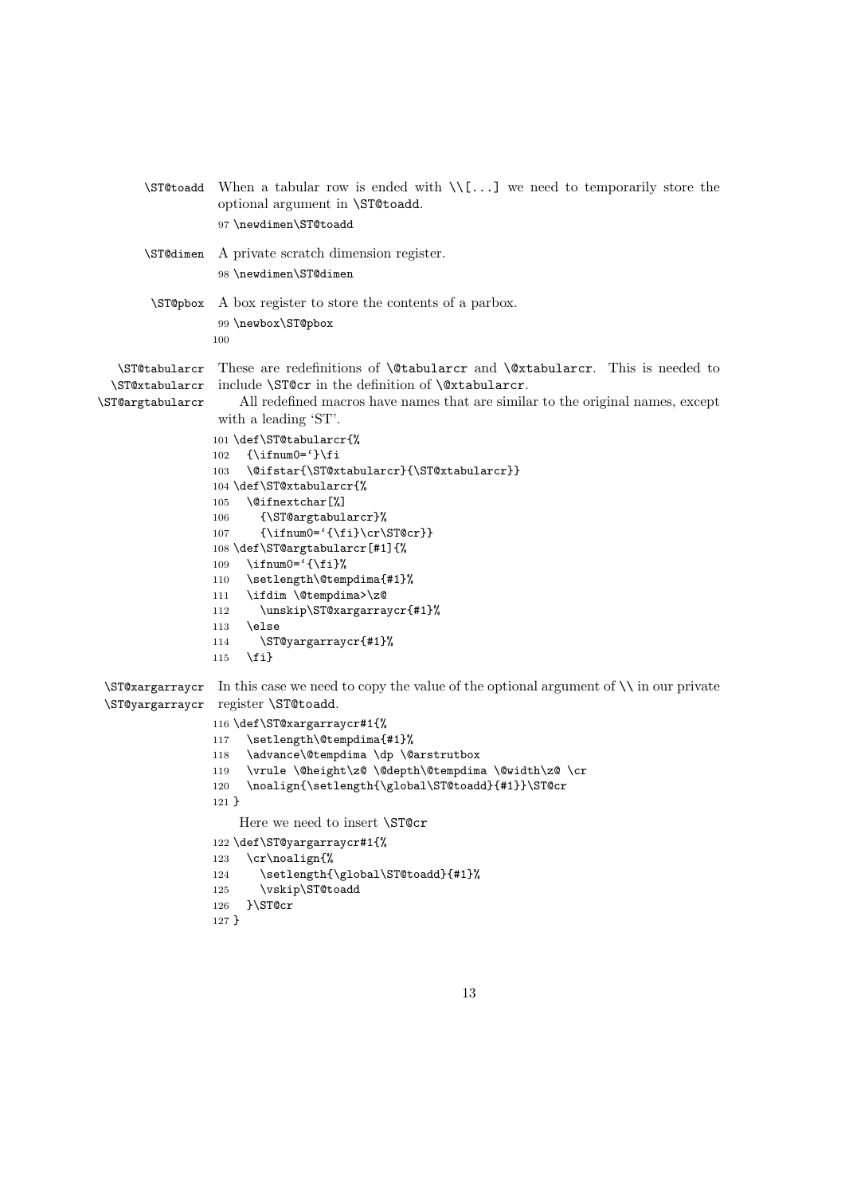`\ST@toadd` When a tabular row is ended with `\\[...]` we need to temporarily store the optional argument in `\ST@toadd`.

```
97 \newdimen\ST@toadd
```

`\ST@dimen` A private scratch dimension register.

```
98 \newdimen\ST@dimen
```

`\ST@pbox` A box register to store the contents of a parbox.

```
99 \newbox\ST@pbox
100
```

`\ST@tabularcr` `\ST@xtabularcr` `\ST@argtabularcr` These are redefinitions of `\@tabularcr` and `\@xtabularcr`. This is needed to include `\ST@cr` in the definition of `\@xtabularcr`.

All redefined macros have names that are similar to the original names, except with a leading 'ST'.

```
101 \def\ST@tabularcr{%
102   {\ifnum0=`}\fi
103   \@ifstar{\ST@xtabularcr}{\ST@xtabularcr}}
104 \def\ST@xtabularcr{%
105   \@ifnextchar[%]
106     {\ST@argtabularcr}%
107     {\ifnum0=`{\fi}\cr\ST@cr}}
108 \def\ST@argtabularcr[#1]{%
109   \ifnum0=`{\fi}%
110   \setlength\@tempdima{#1}%
111   \ifdim \@tempdima>\z@
112     \unskip\ST@xargarraycr{#1}%
113   \else
114     \ST@yargarraycr{#1}%
115   \fi}
```

`\ST@xargarraycr` `\ST@yargarraycr` In this case we need to copy the value of the optional argument of `\\` in our private register `\ST@toadd`.

```
116 \def\ST@xargarraycr#1{%
117   \setlength\@tempdima{#1}%
118   \advance\@tempdima \dp \@arstrutbox
119   \vrule \@height\z@ \@depth\@tempdima \@width\z@ \cr
120   \noalign{\setlength{\global\ST@toadd}{#1}}\ST@cr
121 }
```

Here we need to insert `\ST@cr`

```
122 \def\ST@yargarraycr#1{%
123   \cr\noalign{%
124     \setlength{\global\ST@toadd}{#1}%
125     \vskip\ST@toadd
126   }\ST@cr
127 }
```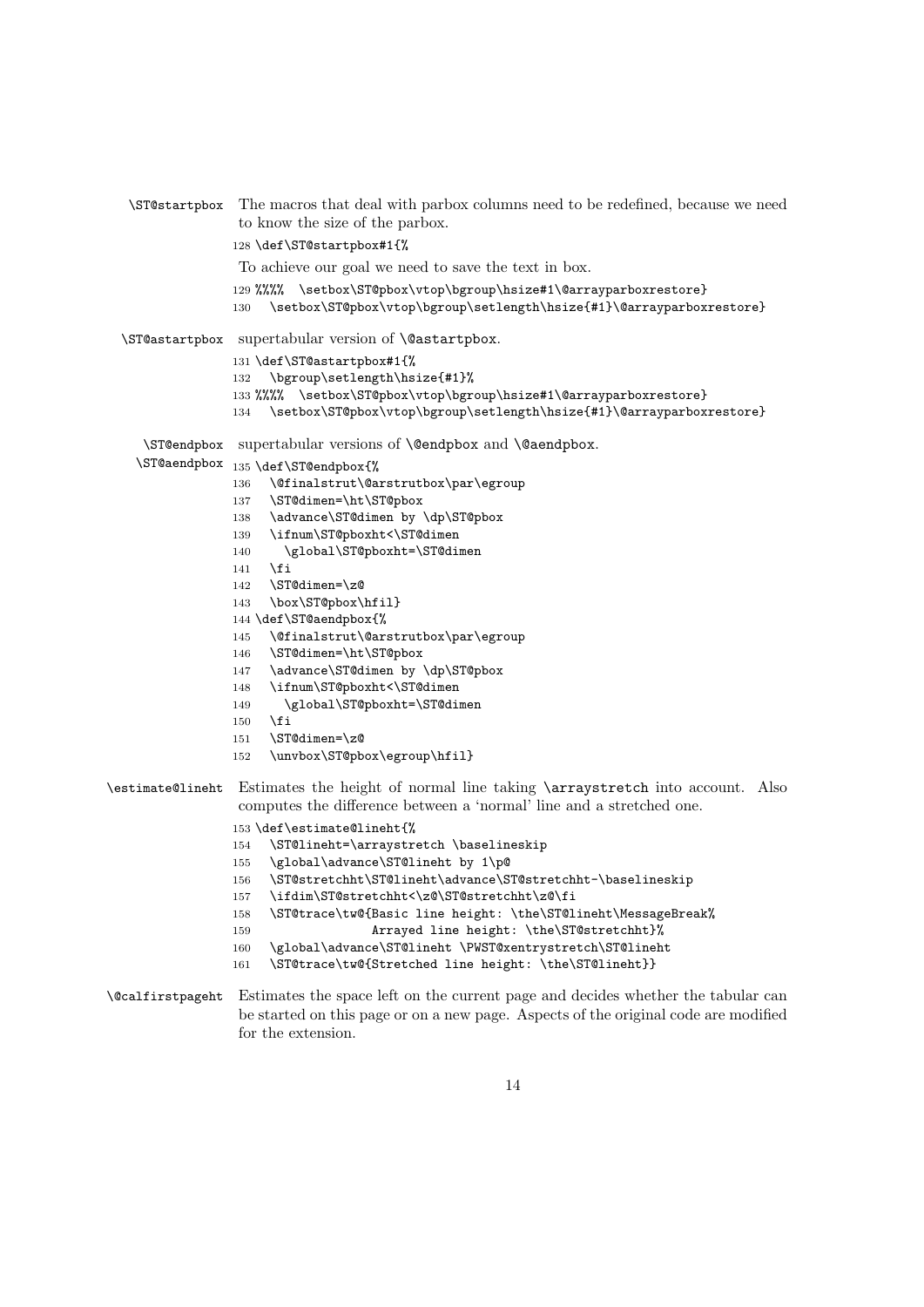**\ST@startpbox** The macros that deal with parbox columns need to be redefined, because we need to know the size of the parbox.

```
128 \def\ST@startpbox#1{%
```

To achieve our goal we need to save the text in box.

```
129 %%%%  \setbox\ST@pbox\vtop\bgroup\hsize#1\@arrayparboxrestore}
130   \setbox\ST@pbox\vtop\bgroup\setlength\hsize{#1}\@arrayparboxrestore}
```

**\ST@astartpbox** supertabular version of `\@astartpbox`.

```
131 \def\ST@astartpbox#1{%
132   \bgroup\setlength\hsize{#1}%
133 %%%%  \setbox\ST@pbox\vtop\bgroup\hsize#1\@arrayparboxrestore}
134   \setbox\ST@pbox\vtop\bgroup\setlength\hsize{#1}\@arrayparboxrestore}
```

**\ST@endpbox**
**\ST@aendpbox** supertabular versions of `\@endpbox` and `\@aendpbox`.

```
135 \def\ST@endpbox{%
136   \@finalstrut\@arstrutbox\par\egroup
137   \ST@dimen=\ht\ST@pbox
138   \advance\ST@dimen by \dp\ST@pbox
139   \ifnum\ST@pboxht<\ST@dimen
140     \global\ST@pboxht=\ST@dimen
141   \fi
142   \ST@dimen=\z@
143   \box\ST@pbox\hfil}
144 \def\ST@aendpbox{%
145   \@finalstrut\@arstrutbox\par\egroup
146   \ST@dimen=\ht\ST@pbox
147   \advance\ST@dimen by \dp\ST@pbox
148   \ifnum\ST@pboxht<\ST@dimen
149     \global\ST@pboxht=\ST@dimen
150   \fi
151   \ST@dimen=\z@
152   \unvbox\ST@pbox\egroup\hfil}
```

**\estimate@lineht** Estimates the height of normal line taking `\arraystretch` into account. Also computes the difference between a 'normal' line and a stretched one.

```
153 \def\estimate@lineht{%
154   \ST@lineht=\arraystretch \baselineskip
155   \global\advance\ST@lineht by 1\p@
156   \ST@stretchht\ST@lineht\advance\ST@stretchht-\baselineskip
157   \ifdim\ST@stretchht<\z@\ST@stretchht\z@\fi
158   \ST@trace\tw@{Basic line height: \the\ST@lineht\MessageBreak%
159                 Arrayed line height: \the\ST@stretchht}%
160   \global\advance\ST@lineht \PWST@xentrystretch\ST@lineht
161   \ST@trace\tw@{Stretched line height: \the\ST@lineht}}
```

**\@calfirstpageht** Estimates the space left on the current page and decides whether the tabular can be started on this page or on a new page. Aspects of the original code are modified for the extension.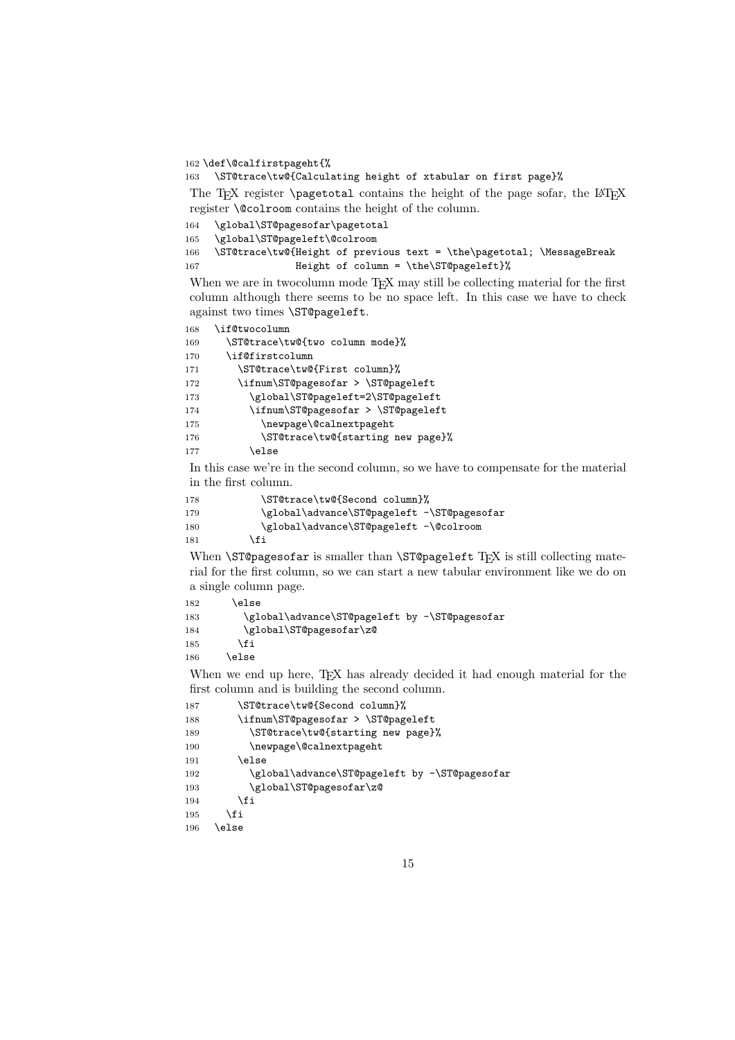```
162 \def\@calfirstpageht{%
163   \ST@trace\tw@{Calculating height of xtabular on first page}%
```

The TEX register `\pagetotal` contains the height of the page sofar, the LATEX register `\@colroom` contains the height of the column.

```
164   \global\ST@pagesofar\pagetotal
165   \global\ST@pageleft\@colroom
166   \ST@trace\tw@{Height of previous text = \the\pagetotal; \MessageBreak
167                 Height of column = \the\ST@pageleft}%
```

When we are in twocolumn mode TEX may still be collecting material for the first column although there seems to be no space left. In this case we have to check against two times `\ST@pageleft`.

```
168   \if@twocolumn
169     \ST@trace\tw@{two column mode}%
170     \if@firstcolumn
171       \ST@trace\tw@{First column}%
172       \ifnum\ST@pagesofar > \ST@pageleft
173         \global\ST@pageleft=2\ST@pageleft
174         \ifnum\ST@pagesofar > \ST@pageleft
175           \newpage\@calnextpageht
176           \ST@trace\tw@{starting new page}%
177         \else
```

In this case we're in the second column, so we have to compensate for the material in the first column.

```
178           \ST@trace\tw@{Second column}%
179           \global\advance\ST@pageleft -\ST@pagesofar
180           \global\advance\ST@pageleft -\@colroom
181         \fi
```

When `\ST@pagesofar` is smaller than `\ST@pageleft` TEX is still collecting material for the first column, so we can start a new tabular environment like we do on a single column page.

```
182       \else
183         \global\advance\ST@pageleft by -\ST@pagesofar
184         \global\ST@pagesofar\z@
185       \fi
186     \else
```

When we end up here, TEX has already decided it had enough material for the first column and is building the second column.

```
187       \ST@trace\tw@{Second column}%
188       \ifnum\ST@pagesofar > \ST@pageleft
189         \ST@trace\tw@{starting new page}%
190         \newpage\@calnextpageht
191       \else
192         \global\advance\ST@pageleft by -\ST@pagesofar
193         \global\ST@pagesofar\z@
194       \fi
195     \fi
196   \else
```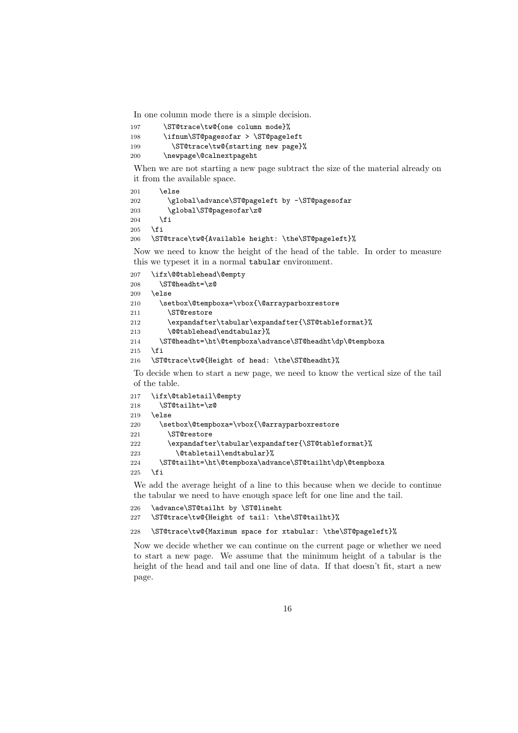In one column mode there is a simple decision.

```
197      \ST@trace\tw@{one column mode}%
198      \ifnum\ST@pagesofar > \ST@pageleft
199        \ST@trace\tw@{starting new page}%
200      \newpage\@calnextpageht
```

When we are not starting a new page subtract the size of the material already on it from the available space.

```
201    \else
202      \global\advance\ST@pageleft by -\ST@pagesofar
203      \global\ST@pagesofar\z@
204    \fi
205  \fi
206  \ST@trace\tw@{Available height: \the\ST@pageleft}%
```

Now we need to know the height of the head of the table. In order to measure this we typeset it in a normal tabular environment.

```
207  \ifx\@@tablehead\@empty
208    \ST@headht=\z@
209  \else
210    \setbox\@tempboxa=\vbox{\@arrayparboxrestore
211      \ST@restore
212      \expandafter\tabular\expandafter{\ST@tableformat}%
213      \@@tablehead\endtabular}%
214    \ST@headht=\ht\@tempboxa\advance\ST@headht\dp\@tempboxa
215  \fi
216  \ST@trace\tw@{Height of head: \the\ST@headht}%
```

To decide when to start a new page, we need to know the vertical size of the tail of the table.

```
217  \ifx\@tabletail\@empty
218    \ST@tailht=\z@
219  \else
220    \setbox\@tempboxa=\vbox{\@arrayparboxrestore
221      \ST@restore
222      \expandafter\tabular\expandafter{\ST@tableformat}%
223        \@tabletail\endtabular}%
224    \ST@tailht=\ht\@tempboxa\advance\ST@tailht\dp\@tempboxa
225  \fi
```

We add the average height of a line to this because when we decide to continue the tabular we need to have enough space left for one line and the tail.

```
226  \advance\ST@tailht by \ST@lineht
227  \ST@trace\tw@{Height of tail: \the\ST@tailht}%
228  \ST@trace\tw@{Maximum space for xtabular: \the\ST@pageleft}%
```

Now we decide whether we can continue on the current page or whether we need to start a new page. We assume that the minimum height of a tabular is the height of the head and tail and one line of data. If that doesn't fit, start a new page.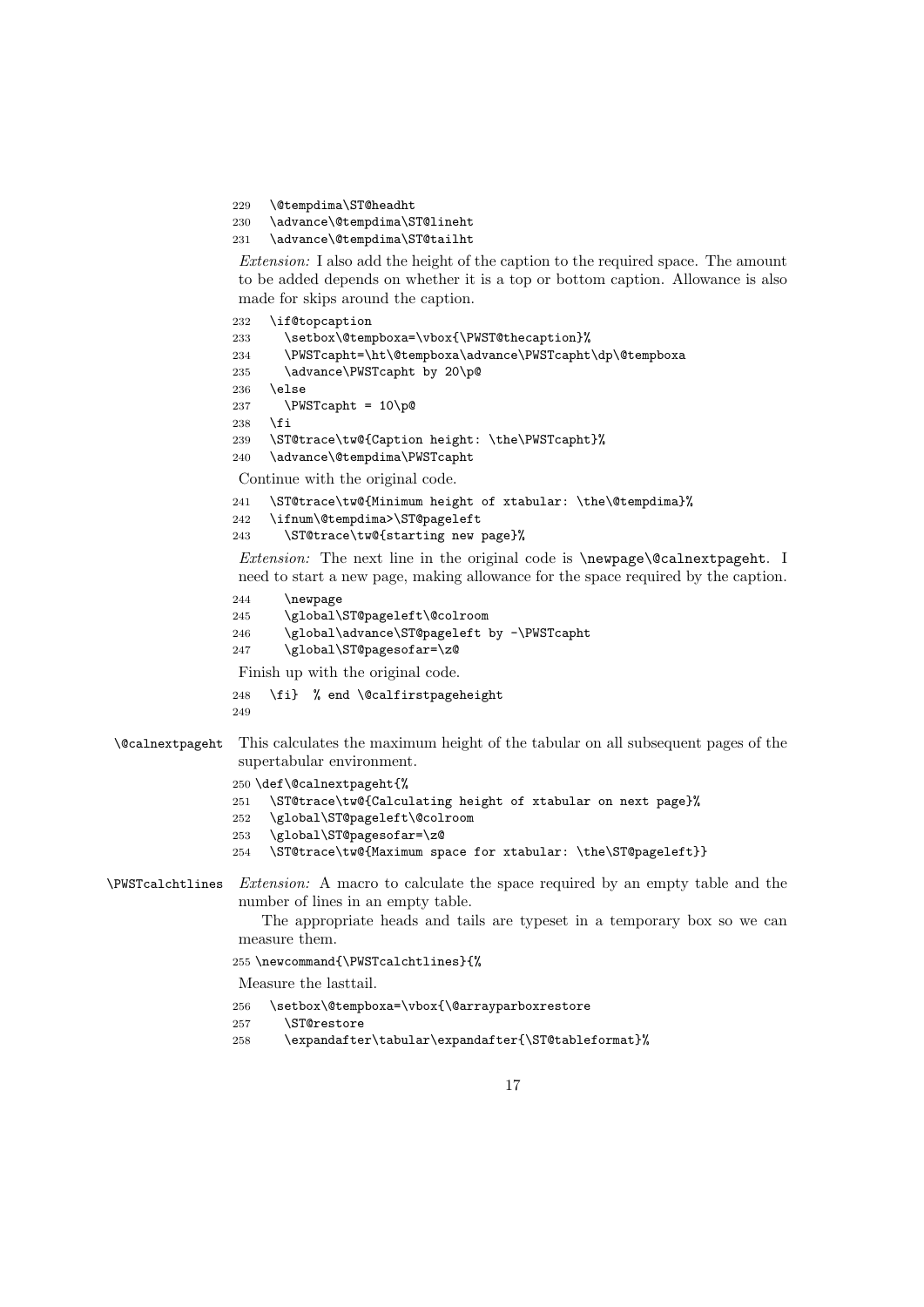```
229   \@tempdima\ST@headht
230   \advance\@tempdima\ST@lineht
231   \advance\@tempdima\ST@tailht
```

*Extension:* I also add the height of the caption to the required space. The amount to be added depends on whether it is a top or bottom caption. Allowance is also made for skips around the caption.

```
232   \if@topcaption
233     \setbox\@tempboxa=\vbox{\PWST@thecaption}%
234     \PWSTcapht=\ht\@tempboxa\advance\PWSTcapht\dp\@tempboxa
235     \advance\PWSTcapht by 20\p@
236   \else
237     \PWSTcapht = 10\p@
238   \fi
239   \ST@trace\tw@{Caption height: \the\PWSTcapht}%
240   \advance\@tempdima\PWSTcapht
```

Continue with the original code.

```
241   \ST@trace\tw@{Minimum height of xtabular: \the\@tempdima}%
242   \ifnum\@tempdima>\ST@pageleft
243     \ST@trace\tw@{starting new page}%
```

*Extension:* The next line in the original code is `\newpage\@calnextpageht`. I need to start a new page, making allowance for the space required by the caption.

```
244     \newpage
245     \global\ST@pageleft\@colroom
246     \global\advance\ST@pageleft by -\PWSTcapht
247     \global\ST@pagesofar=\z@
```

Finish up with the original code.

```
248   \fi}  % end \@calfirstpageheight
249
```

`\@calnextpageht` This calculates the maximum height of the tabular on all subsequent pages of the supertabular environment.

```
250 \def\@calnextpageht{%
251   \ST@trace\tw@{Calculating height of xtabular on next page}%
252   \global\ST@pageleft\@colroom
253   \global\ST@pagesofar=\z@
254   \ST@trace\tw@{Maximum space for xtabular: \the\ST@pageleft}}
```

`\PWSTcalchtlines` *Extension:* A macro to calculate the space required by an empty table and the number of lines in an empty table.

The appropriate heads and tails are typeset in a temporary box so we can measure them.

```
255 \newcommand{\PWSTcalchtlines}{%
```

Measure the lasttail.

```
256   \setbox\@tempboxa=\vbox{\@arrayparboxrestore
257     \ST@restore
258     \expandafter\tabular\expandafter{\ST@tableformat}%
```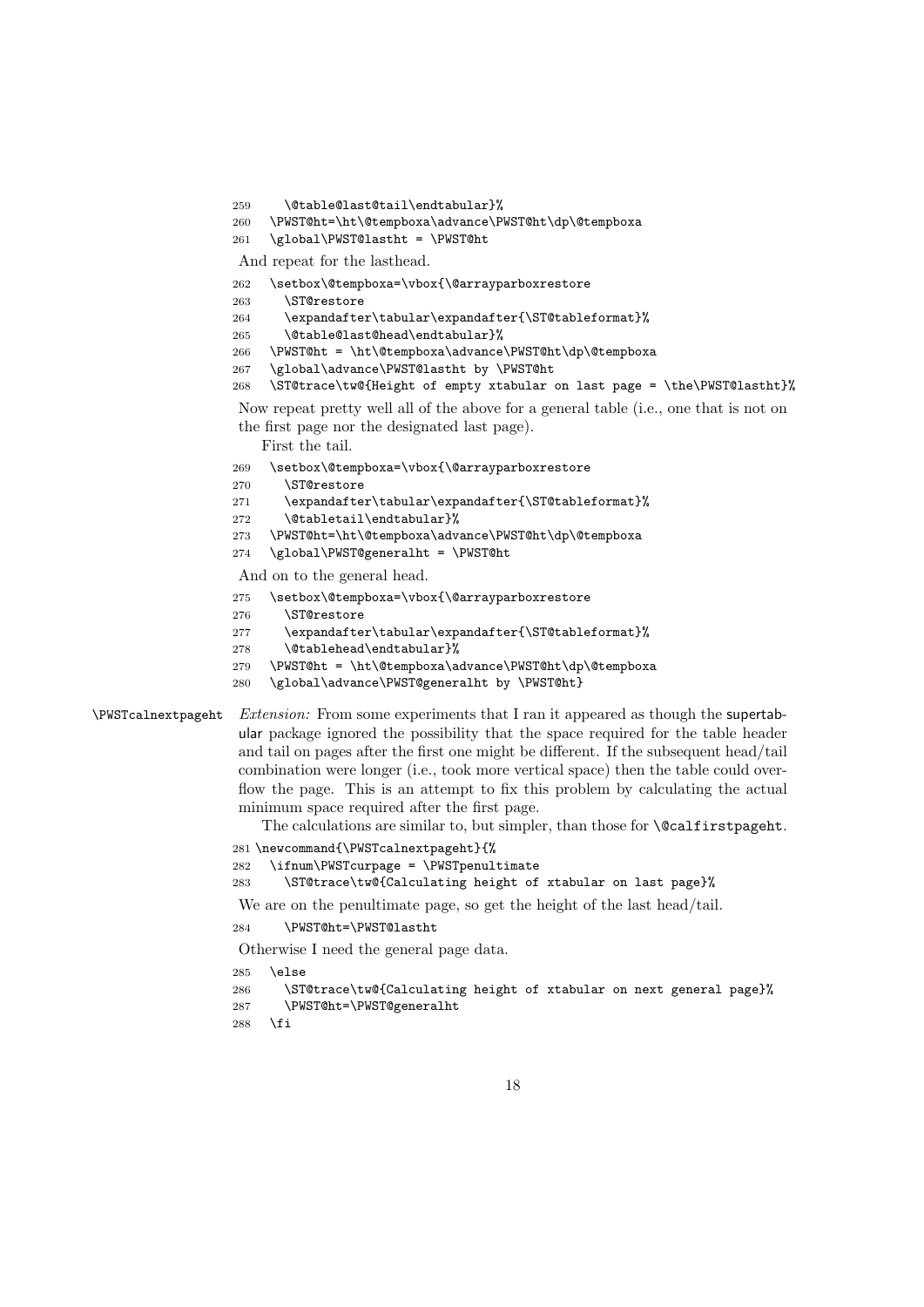```
259     \@table@last@tail\endtabular}%
260   \PWST@ht=\ht\@tempboxa\advance\PWST@ht\dp\@tempboxa
261   \global\PWST@lastht = \PWST@ht
```

And repeat for the lasthead.

```
262   \setbox\@tempboxa=\vbox{\@arrayparboxrestore
263     \ST@restore
264     \expandafter\tabular\expandafter{\ST@tableformat}%
265     \@table@last@head\endtabular}%
266   \PWST@ht = \ht\@tempboxa\advance\PWST@ht\dp\@tempboxa
267   \global\advance\PWST@lastht by \PWST@ht
268   \ST@trace\tw@{Height of empty xtabular on last page = \the\PWST@lastht}%
```

Now repeat pretty well all of the above for a general table (i.e., one that is not on the first page nor the designated last page).

First the tail.

```
269   \setbox\@tempboxa=\vbox{\@arrayparboxrestore
270     \ST@restore
271     \expandafter\tabular\expandafter{\ST@tableformat}%
272     \@tabletail\endtabular}%
273   \PWST@ht=\ht\@tempboxa\advance\PWST@ht\dp\@tempboxa
274   \global\PWST@generalht = \PWST@ht
```

And on to the general head.

```
275   \setbox\@tempboxa=\vbox{\@arrayparboxrestore
276     \ST@restore
277     \expandafter\tabular\expandafter{\ST@tableformat}%
278     \@tablehead\endtabular}%
279   \PWST@ht = \ht\@tempboxa\advance\PWST@ht\dp\@tempboxa
280   \global\advance\PWST@generalht by \PWST@ht}
```

\PWSTcalnextpageht *Extension:* From some experiments that I ran it appeared as though the supertabular package ignored the possibility that the space required for the table header and tail on pages after the first one might be different. If the subsequent head/tail combination were longer (i.e., took more vertical space) then the table could overflow the page. This is an attempt to fix this problem by calculating the actual minimum space required after the first page.

The calculations are similar to, but simpler, than those for `\@calfirstpageht`.

```
281 \newcommand{\PWSTcalnextpageht}{%
282   \ifnum\PWSTcurpage = \PWSTpenultimate
283     \ST@trace\tw@{Calculating height of xtabular on last page}%
```

We are on the penultimate page, so get the height of the last head/tail.

```
284     \PWST@ht=\PWST@lastht
```

Otherwise I need the general page data.

```
285   \else
286     \ST@trace\tw@{Calculating height of xtabular on next general page}%
287     \PWST@ht=\PWST@generalht
288   \fi
```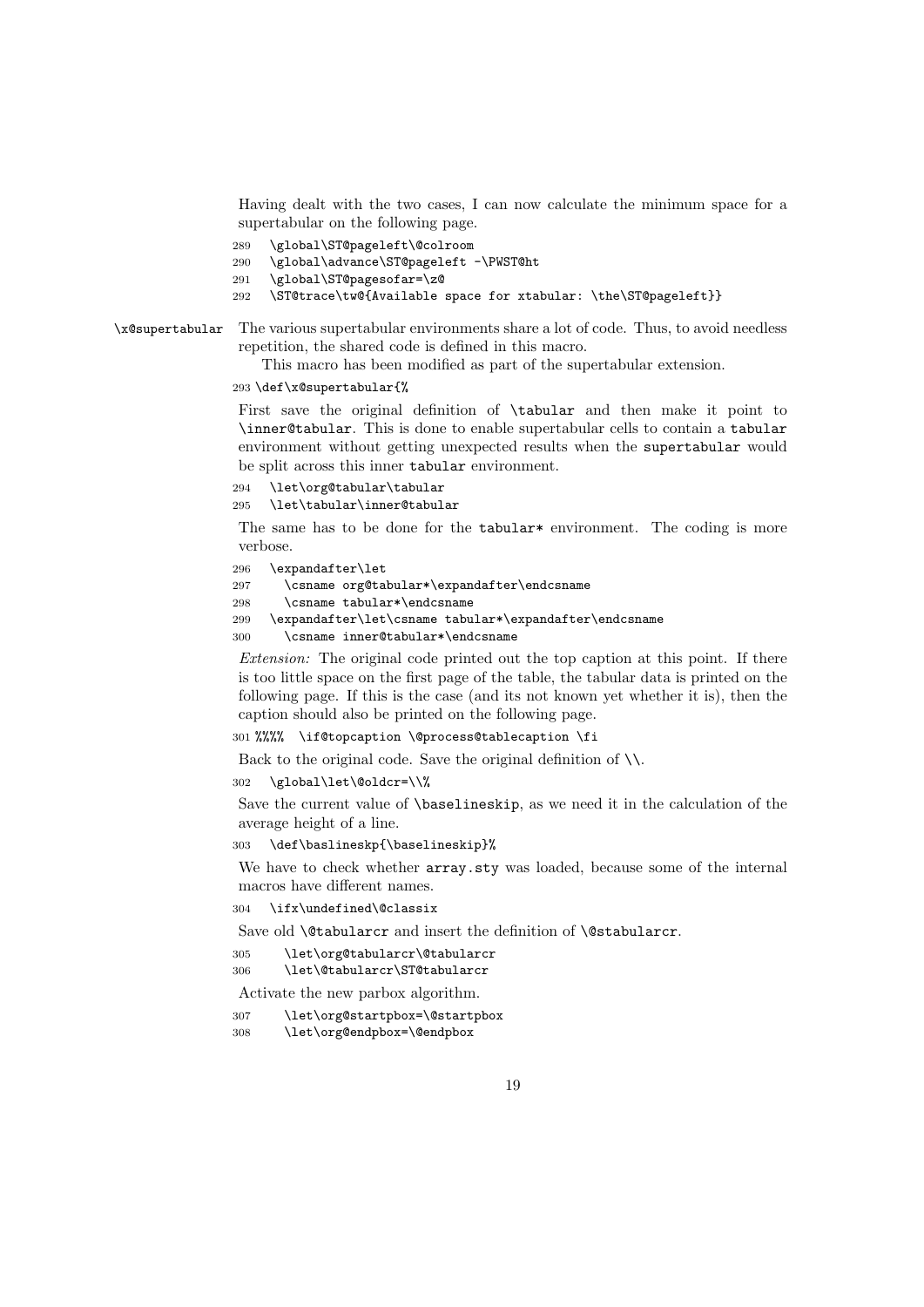Having dealt with the two cases, I can now calculate the minimum space for a supertabular on the following page.

```
289   \global\ST@pageleft\@colroom
290   \global\advance\ST@pageleft -\PWST@ht
291   \global\ST@pagesofar=\z@
292   \ST@trace\tw@{Available space for xtabular: \the\ST@pageleft}}
```

`\x@supertabular` The various supertabular environments share a lot of code. Thus, to avoid needless repetition, the shared code is defined in this macro.

This macro has been modified as part of the supertabular extension.

```
293 \def\x@supertabular{%
```

First save the original definition of `\tabular` and then make it point to `\inner@tabular`. This is done to enable supertabular cells to contain a `tabular` environment without getting unexpected results when the `supertabular` would be split across this inner `tabular` environment.

```
294   \let\org@tabular\tabular
295   \let\tabular\inner@tabular
```

The same has to be done for the `tabular*` environment. The coding is more verbose.

```
296   \expandafter\let
297     \csname org@tabular*\expandafter\endcsname
298     \csname tabular*\endcsname
299   \expandafter\let\csname tabular*\expandafter\endcsname
300     \csname inner@tabular*\endcsname
```

*Extension:* The original code printed out the top caption at this point. If there is too little space on the first page of the table, the tabular data is printed on the following page. If this is the case (and its not known yet whether it is), then the caption should also be printed on the following page.

```
301 %%%%  \if@topcaption \@process@tablecaption \fi
```

Back to the original code. Save the original definition of `\\`.

```
302   \global\let\@oldcr=\\%
```

Save the current value of `\baselineskip`, as we need it in the calculation of the average height of a line.

```
303   \def\baslineskp{\baselineskip}%
```

We have to check whether `array.sty` was loaded, because some of the internal macros have different names.

```
304   \ifx\undefined\@classix
```

Save old `\@tabularcr` and insert the definition of `\@stabularcr`.

```
305     \let\org@tabularcr\@tabularcr
306     \let\@tabularcr\ST@tabularcr
```

Activate the new parbox algorithm.

```
307     \let\org@startpbox=\@startpbox
308     \let\org@endpbox=\@endpbox
```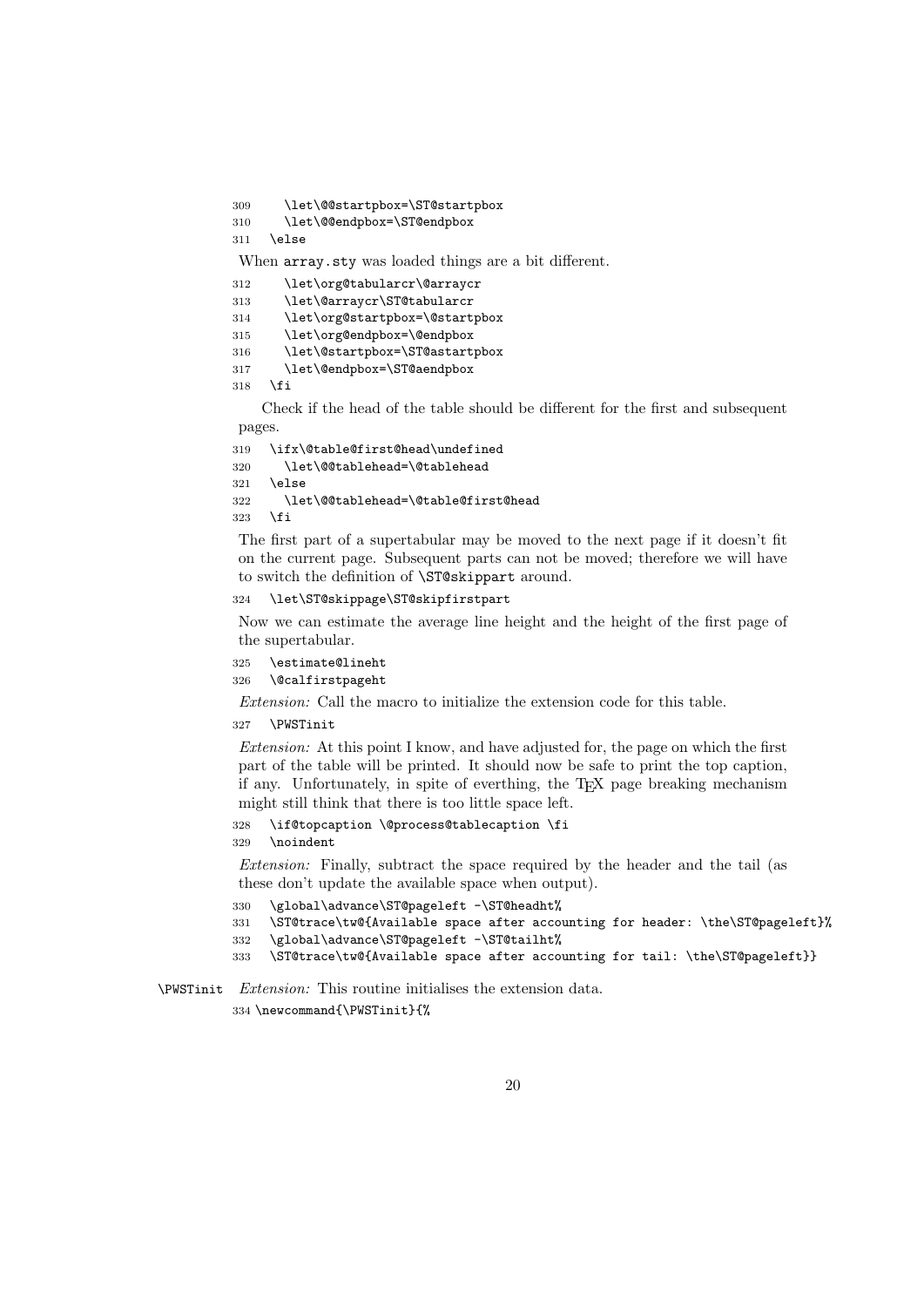```
309     \let\@@startpbox=\ST@startpbox
310     \let\@@endpbox=\ST@endpbox
311   \else
```

When array.sty was loaded things are a bit different.

```
312     \let\org@tabularcr\@arraycr
313     \let\@arraycr\ST@tabularcr
314     \let\org@startpbox=\@startpbox
315     \let\org@endpbox=\@endpbox
316     \let\@startpbox=\ST@astartpbox
317     \let\@endpbox=\ST@aendpbox
318   \fi
```

Check if the head of the table should be different for the first and subsequent pages.

```
319   \ifx\@table@first@head\undefined
320     \let\@@tablehead=\@tablehead
321   \else
322     \let\@@tablehead=\@table@first@head
323   \fi
```

The first part of a supertabular may be moved to the next page if it doesn't fit on the current page. Subsequent parts can not be moved; therefore we will have to switch the definition of \ST@skippart around.

```
324   \let\ST@skippage\ST@skipfirstpart
```

Now we can estimate the average line height and the height of the first page of the supertabular.

```
325   \estimate@lineht
326   \@calfirstpageht
```

*Extension:* Call the macro to initialize the extension code for this table.

```
327   \PWSTinit
```

*Extension:* At this point I know, and have adjusted for, the page on which the first part of the table will be printed. It should now be safe to print the top caption, if any. Unfortunately, in spite of everthing, the TEX page breaking mechanism might still think that there is too little space left.

```
328   \if@topcaption \@process@tablecaption \fi
329   \noindent
```

*Extension:* Finally, subtract the space required by the header and the tail (as these don't update the available space when output).

```
330   \global\advance\ST@pageleft -\ST@headht%
331   \ST@trace\tw@{Available space after accounting for header: \the\ST@pageleft}%
332   \global\advance\ST@pageleft -\ST@tailht%
333   \ST@trace\tw@{Available space after accounting for tail: \the\ST@pageleft}}
```

\PWSTinit *Extension:* This routine initialises the extension data.

```
334 \newcommand{\PWSTinit}{%
```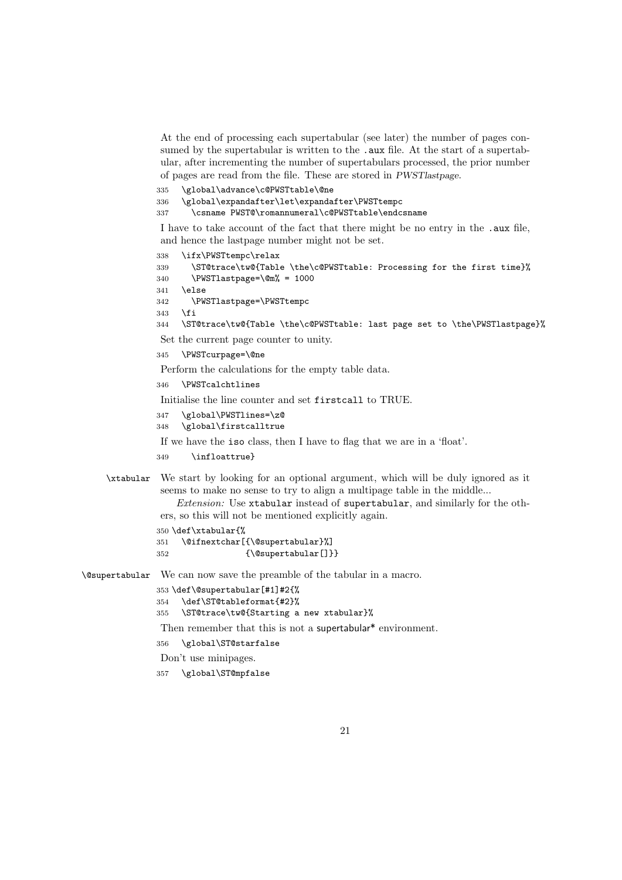At the end of processing each supertabular (see later) the number of pages consumed by the supertabular is written to the .aux file. At the start of a supertabular, after incrementing the number of supertabulars processed, the prior number of pages are read from the file. These are stored in *PWSTlastpage*.

```
335   \global\advance\c@PWSTtable\@ne
336   \global\expandafter\let\expandafter\PWSTtempc
337     \csname PWST@\romannumeral\c@PWSTtable\endcsname
```

I have to take account of the fact that there might be no entry in the .aux file, and hence the lastpage number might not be set.

```
338   \ifx\PWSTtempc\relax
339     \ST@trace\tw@{Table \the\c@PWSTtable: Processing for the first time}%
340     \PWSTlastpage=\@m% = 1000
341   \else
342     \PWSTlastpage=\PWSTtempc
343   \fi
344   \ST@trace\tw@{Table \the\c@PWSTtable: last page set to \the\PWSTlastpage}%
```

Set the current page counter to unity.

```
345   \PWSTcurpage=\@ne
```

Perform the calculations for the empty table data.

```
346   \PWSTcalchtlines
```

Initialise the line counter and set firstcall to TRUE.

```
347   \global\PWSTlines=\z@
348   \global\firstcalltrue
```

If we have the iso class, then I have to flag that we are in a 'float'.

```
349     \infloattrue}
```

**\xtabular** We start by looking for an optional argument, which will be duly ignored as it seems to make no sense to try to align a multipage table in the middle...

*Extension:* Use xtabular instead of supertabular, and similarly for the others, so this will not be mentioned explicitly again.

```
350 \def\xtabular{%
351   \@ifnextchar[{\@supertabular}%]
352               {\@supertabular[]}}
```

**\@supertabular** We can now save the preamble of the tabular in a macro.

```
353 \def\@supertabular[#1]#2{%
354   \def\ST@tableformat{#2}%
355   \ST@trace\tw@{Starting a new xtabular}%
```

Then remember that this is not a supertabular* environment.

```
356   \global\ST@starfalse
```

Don't use minipages.

```
357   \global\ST@mpfalse
```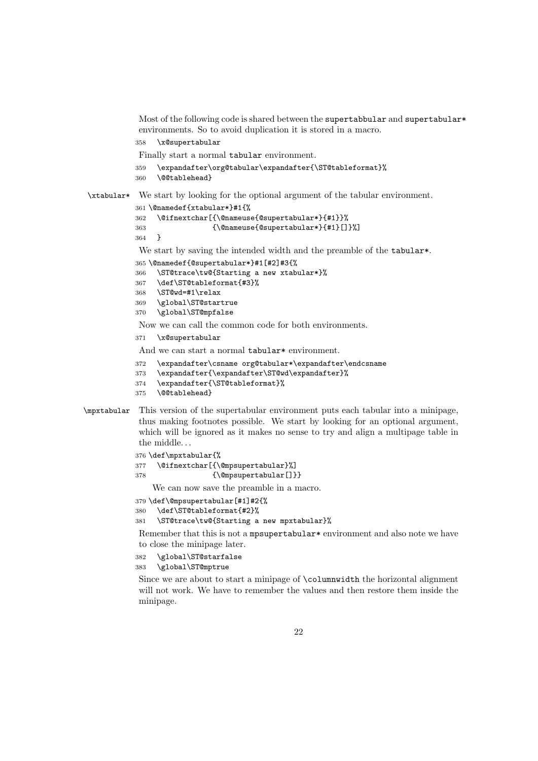Most of the following code is shared between the supertabbular and supertabular* environments. So to avoid duplication it is stored in a macro.

```
358   \x@supertabular
```

Finally start a normal tabular environment.

```
359   \expandafter\org@tabular\expandafter{\ST@tableformat}%
360   \@@tablehead}
```

\xtabular* We start by looking for the optional argument of the tabular environment.

```
361 \@namedef{xtabular*}#1{%
362   \@ifnextchar[{\@nameuse{@supertabular*}{#1}}%
363                {\@nameuse{@supertabular*}{#1}[]}%]
364   }
```

We start by saving the intended width and the preamble of the tabular*.

```
365 \@namedef{@supertabular*}#1[#2]#3{%
366   \ST@trace\tw@{Starting a new xtabular*}%
367   \def\ST@tableformat{#3}%
368   \ST@wd=#1\relax
369   \global\ST@startrue
370   \global\ST@mpfalse
```

Now we can call the common code for both environments.

```
371   \x@supertabular
```

And we can start a normal tabular* environment.

```
372   \expandafter\csname org@tabular*\expandafter\endcsname
373   \expandafter{\expandafter\ST@wd\expandafter}%
374   \expandafter{\ST@tableformat}%
375   \@@tablehead}
```

\mpxtabular This version of the supertabular environment puts each tabular into a minipage, thus making footnotes possible. We start by looking for an optional argument, which will be ignored as it makes no sense to try and align a multipage table in the middle...

```
376 \def\mpxtabular{%
377   \@ifnextchar[{\@mpsupertabular}%]
378                {\@mpsupertabular[]}}
```

We can now save the preamble in a macro.

```
379 \def\@mpsupertabular[#1]#2{%
380   \def\ST@tableformat{#2}%
381   \ST@trace\tw@{Starting a new mpxtabular}%
```

Remember that this is not a mpsupertabular* environment and also note we have to close the minipage later.

```
382   \global\ST@starfalse
383   \global\ST@mptrue
```

Since we are about to start a minipage of \columnwidth the horizontal alignment will not work. We have to remember the values and then restore them inside the minipage.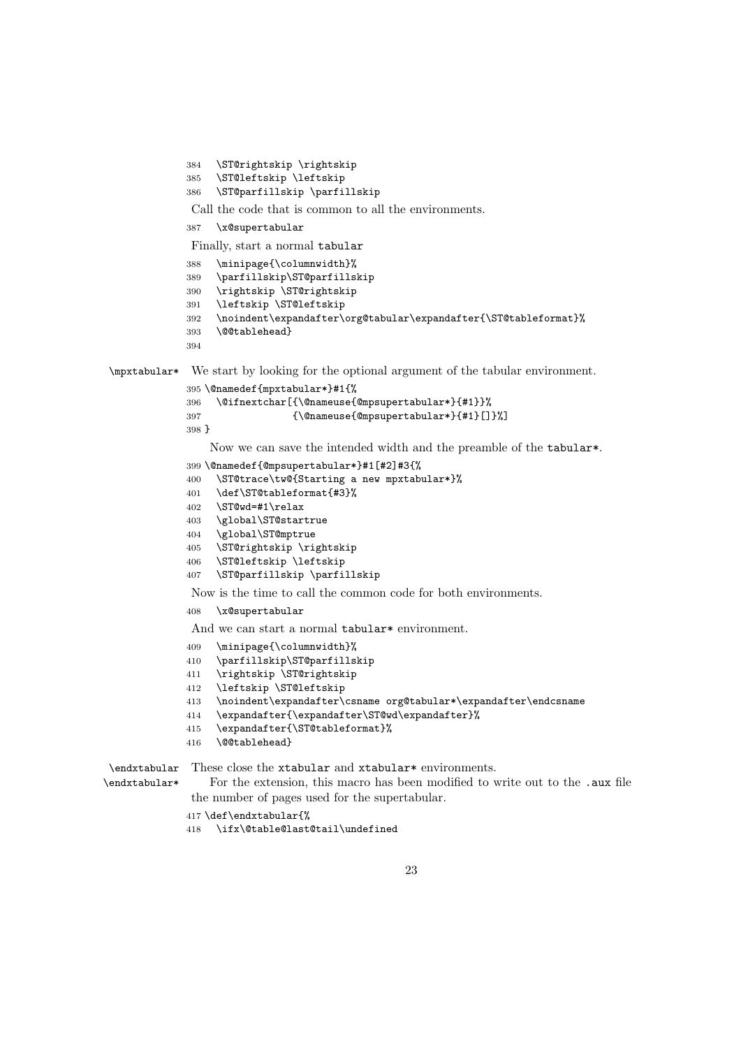```
384   \ST@rightskip \rightskip
385   \ST@leftskip \leftskip
386   \ST@parfillskip \parfillskip
```

Call the code that is common to all the environments.

```
387   \x@supertabular
```

Finally, start a normal tabular

```
388   \minipage{\columnwidth}%
389   \parfillskip\ST@parfillskip
390   \rightskip \ST@rightskip
391   \leftskip \ST@leftskip
392   \noindent\expandafter\org@tabular\expandafter{\ST@tableformat}%
393   \@@tablehead}
394
```

`\mpxtabular*` We start by looking for the optional argument of the tabular environment.

```
395 \@namedef{mpxtabular*}#1{%
396   \@ifnextchar[{\@nameuse{@mpsupertabular*}{#1}}%
397               {\@nameuse{@mpsupertabular*}{#1}[]}%]
398 }
```

Now we can save the intended width and the preamble of the `tabular*`.

```
399 \@namedef{@mpsupertabular*}#1[#2]#3{%
400   \ST@trace\tw@{Starting a new mpxtabular*}%
401   \def\ST@tableformat{#3}%
402   \ST@wd=#1\relax
403   \global\ST@starttrue
404   \global\ST@mptrue
405   \ST@rightskip \rightskip
406   \ST@leftskip \leftskip
407   \ST@parfillskip \parfillskip
```

Now is the time to call the common code for both environments.

```
408   \x@supertabular
```

And we can start a normal `tabular*` environment.

```
409   \minipage{\columnwidth}%
410   \parfillskip\ST@parfillskip
411   \rightskip \ST@rightskip
412   \leftskip \ST@leftskip
413   \noindent\expandafter\csname org@tabular*\expandafter\endcsname
414   \expandafter{\expandafter\ST@wd\expandafter}%
415   \expandafter{\ST@tableformat}%
416   \@@tablehead}
```

`\endxtabular` `\endxtabular*` These close the `xtabular` and `xtabular*` environments.

For the extension, this macro has been modified to write out to the `.aux` file the number of pages used for the supertabular.

```
417 \def\endxtabular{%
418   \ifx\@table@last@tail\undefined
```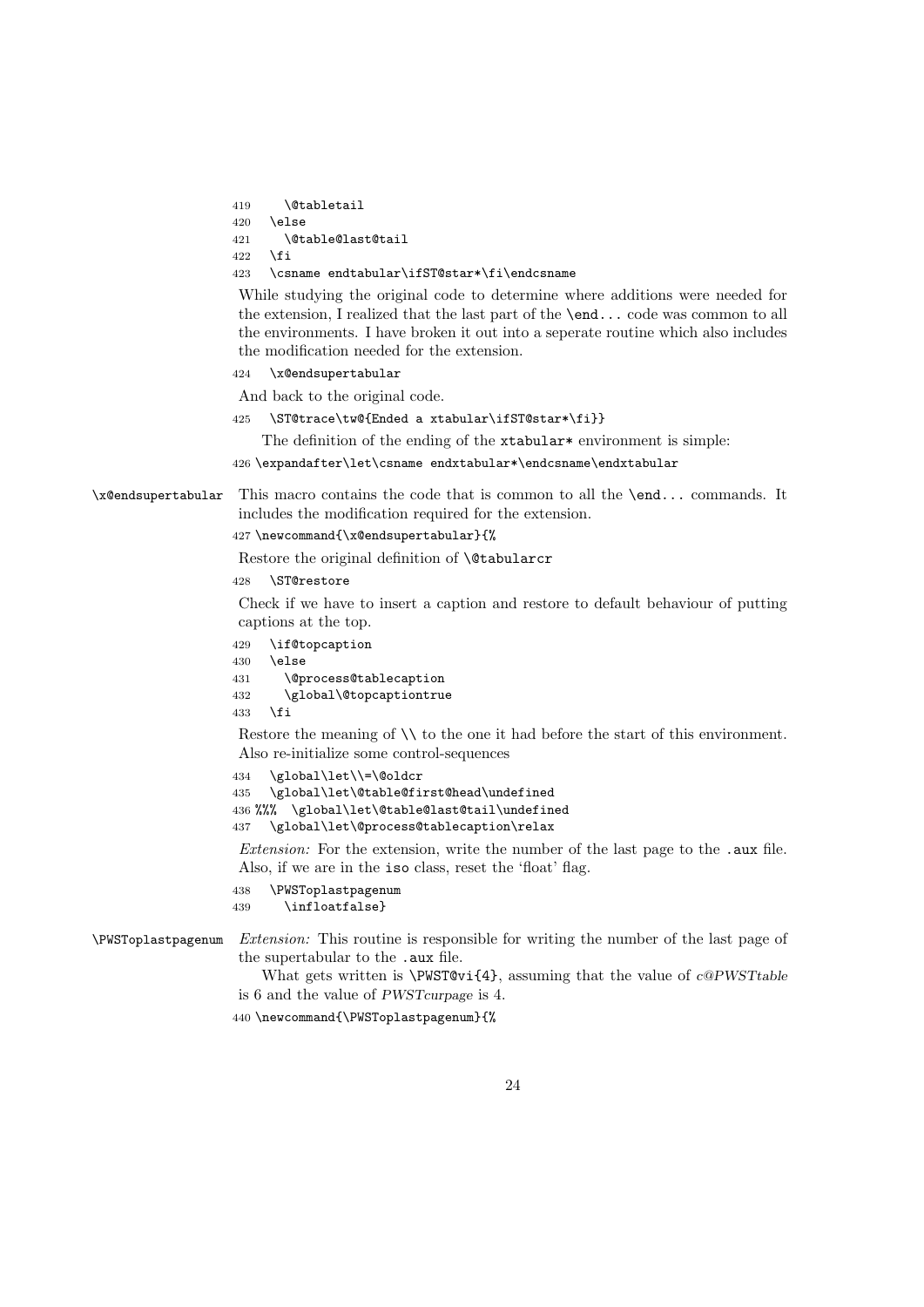```
419     \@tabletail
420   \else
421     \@table@last@tail
422   \fi
423   \csname endtabular\ifST@star*\fi\endcsname
```

While studying the original code to determine where additions were needed for the extension, I realized that the last part of the `\end...` code was common to all the environments. I have broken it out into a seperate routine which also includes the modification needed for the extension.

```
424   \x@endsupertabular
```

And back to the original code.

```
425   \ST@trace\tw@{Ended a xtabular\ifST@star*\fi}}
```

The definition of the ending of the `xtabular*` environment is simple:

```
426 \expandafter\let\csname endxtabular*\endcsname\endxtabular
```

`\x@endsupertabular` This macro contains the code that is common to all the `\end...` commands. It includes the modification required for the extension.

```
427 \newcommand{\x@endsupertabular}{%
```

Restore the original definition of `\@tabularcr`

```
428   \ST@restore
```

Check if we have to insert a caption and restore to default behaviour of putting captions at the top.

```
429   \if@topcaption
430   \else
431     \@process@tablecaption
432     \global\@topcaptiontrue
433   \fi
```

Restore the meaning of `\\` to the one it had before the start of this environment. Also re-initialize some control-sequences

```
434   \global\let\\=\@oldcr
435   \global\let\@table@first@head\undefined
436 %%%  \global\let\@table@last@tail\undefined
437   \global\let\@process@tablecaption\relax
```

*Extension:* For the extension, write the number of the last page to the `.aux` file. Also, if we are in the `iso` class, reset the 'float' flag.

```
438   \PWSToplastpagenum
439     \infloatfalse}
```

`\PWSToplastpagenum` *Extension:* This routine is responsible for writing the number of the last page of the supertabular to the `.aux` file.

What gets written is `\PWST@vi{4}`, assuming that the value of *c@PWSTtable* is 6 and the value of *PWSTcurpage* is 4.

```
440 \newcommand{\PWSToplastpagenum}{%
```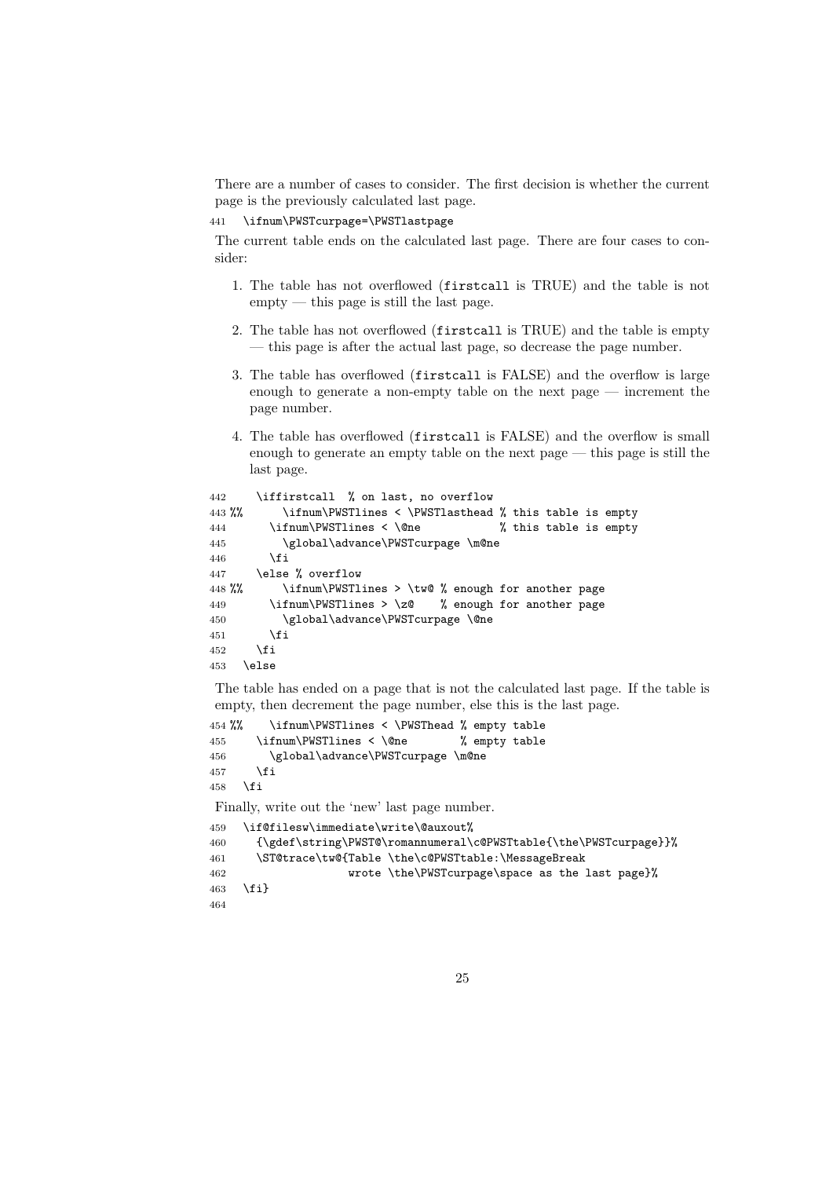There are a number of cases to consider. The first decision is whether the current page is the previously calculated last page.

```
441   \ifnum\PWSTcurpage=\PWSTlastpage
```

The current table ends on the calculated last page. There are four cases to consider:

1. The table has not overflowed (`firstcall` is TRUE) and the table is not empty — this page is still the last page.
2. The table has not overflowed (`firstcall` is TRUE) and the table is empty — this page is after the actual last page, so decrease the page number.
3. The table has overflowed (`firstcall` is FALSE) and the overflow is large enough to generate a non-empty table on the next page — increment the page number.
4. The table has overflowed (`firstcall` is FALSE) and the overflow is small enough to generate an empty table on the next page — this page is still the last page.

```
442     \iffirstcall  % on last, no overflow
443 %%      \ifnum\PWSTlines < \PWSTlasthead % this table is empty
444       \ifnum\PWSTlines < \@ne            % this table is empty
445         \global\advance\PWSTcurpage \m@ne
446       \fi
447     \else % overflow
448 %%      \ifnum\PWSTlines > \tw@ % enough for another page
449       \ifnum\PWSTlines > \z@    % enough for another page
450         \global\advance\PWSTcurpage \@ne
451       \fi
452     \fi
453   \else
```

The table has ended on a page that is not the calculated last page. If the table is empty, then decrement the page number, else this is the last page.

```
454 %%    \ifnum\PWSTlines < \PWSThead % empty table
455     \ifnum\PWSTlines < \@ne        % empty table
456       \global\advance\PWSTcurpage \m@ne
457     \fi
458   \fi
```

Finally, write out the 'new' last page number.

```
459   \if@filesw\immediate\write\@auxout%
460     {\gdef\string\PWST@\romannumeral\c@PWSTtable{\the\PWSTcurpage}}%
461     \ST@trace\tw@{Table \the\c@PWSTtable:\MessageBreak
462                   wrote \the\PWSTcurpage\space as the last page}%
463   \fi}
464
```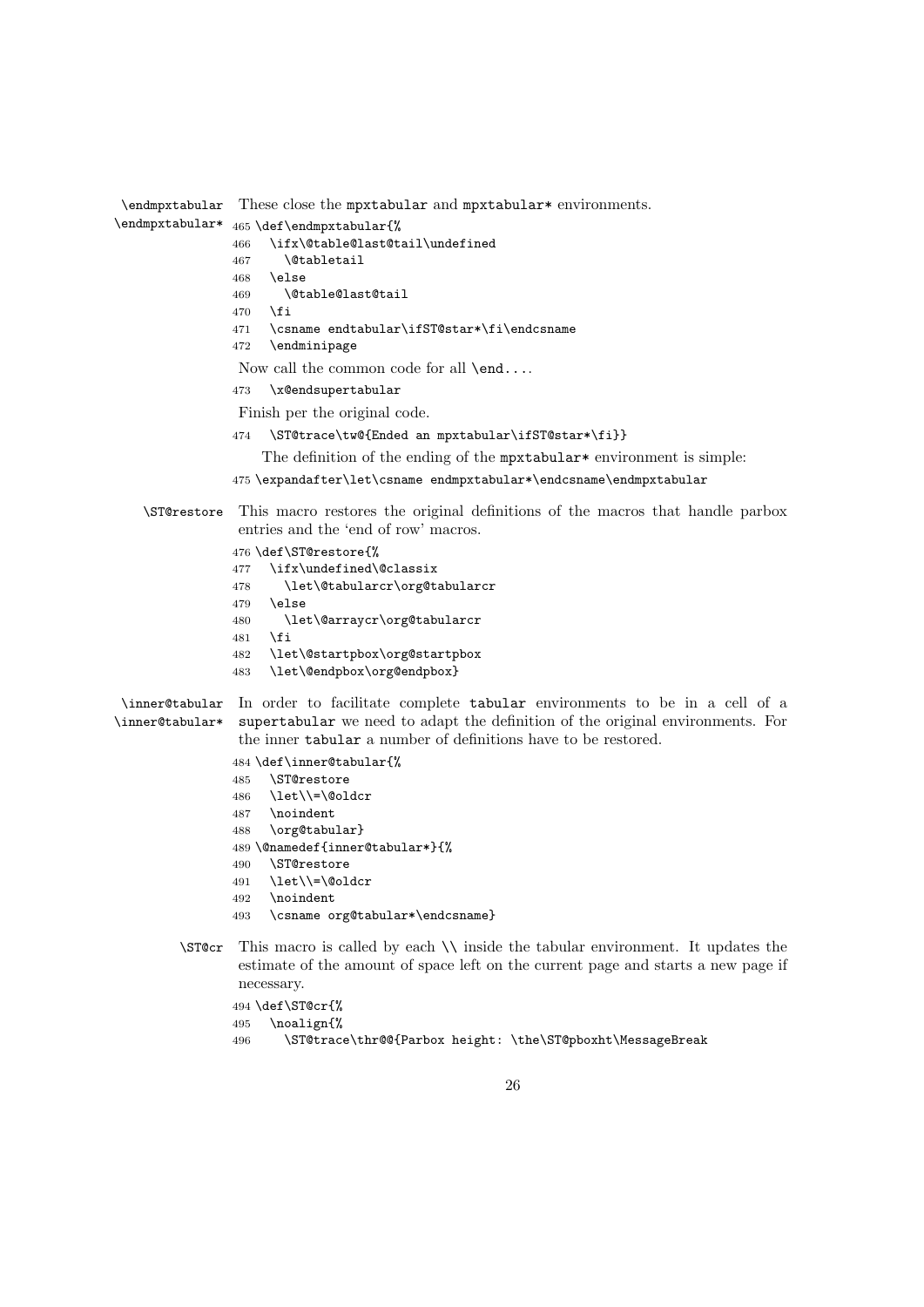`\endmpxtabular` `\endmpxtabular*`

These close the mpxtabular and mpxtabular* environments.

```
465 \def\endmpxtabular{%
466   \ifx\@table@last@tail\undefined
467     \@tabletail
468   \else
469     \@table@last@tail
470   \fi
471   \csname endtabular\ifST@star*\fi\endcsname
472   \endminipage
```

Now call the common code for all `\end...`.

```
473   \x@endsupertabular
```

Finish per the original code.

```
474   \ST@trace\tw@{Ended an mpxtabular\ifST@star*\fi}}
```

The definition of the ending of the mpxtabular* environment is simple:

```
475 \expandafter\let\csname endmpxtabular*\endcsname\endmpxtabular
```

`\ST@restore`

This macro restores the original definitions of the macros that handle parbox entries and the 'end of row' macros.

```
476 \def\ST@restore{%
477   \ifx\undefined\@classix
478     \let\@tabularcr\org@tabularcr
479   \else
480     \let\@arraycr\org@tabularcr
481   \fi
482   \let\@startpbox\org@startpbox
483   \let\@endpbox\org@endpbox}
```

`\inner@tabular` `\inner@tabular*`

In order to facilitate complete tabular environments to be in a cell of a supertabular we need to adapt the definition of the original environments. For the inner tabular a number of definitions have to be restored.

```
484 \def\inner@tabular{%
485   \ST@restore
486   \let\\=\@oldcr
487   \noindent
488   \org@tabular}
489 \@namedef{inner@tabular*}{%
490   \ST@restore
491   \let\\=\@oldcr
492   \noindent
493   \csname org@tabular*\endcsname}
```

`\ST@cr`

This macro is called by each `\\` inside the tabular environment. It updates the estimate of the amount of space left on the current page and starts a new page if necessary.

```
494 \def\ST@cr{%
495   \noalign{%
496     \ST@trace\thr@@{Parbox height: \the\ST@pboxht\MessageBreak
```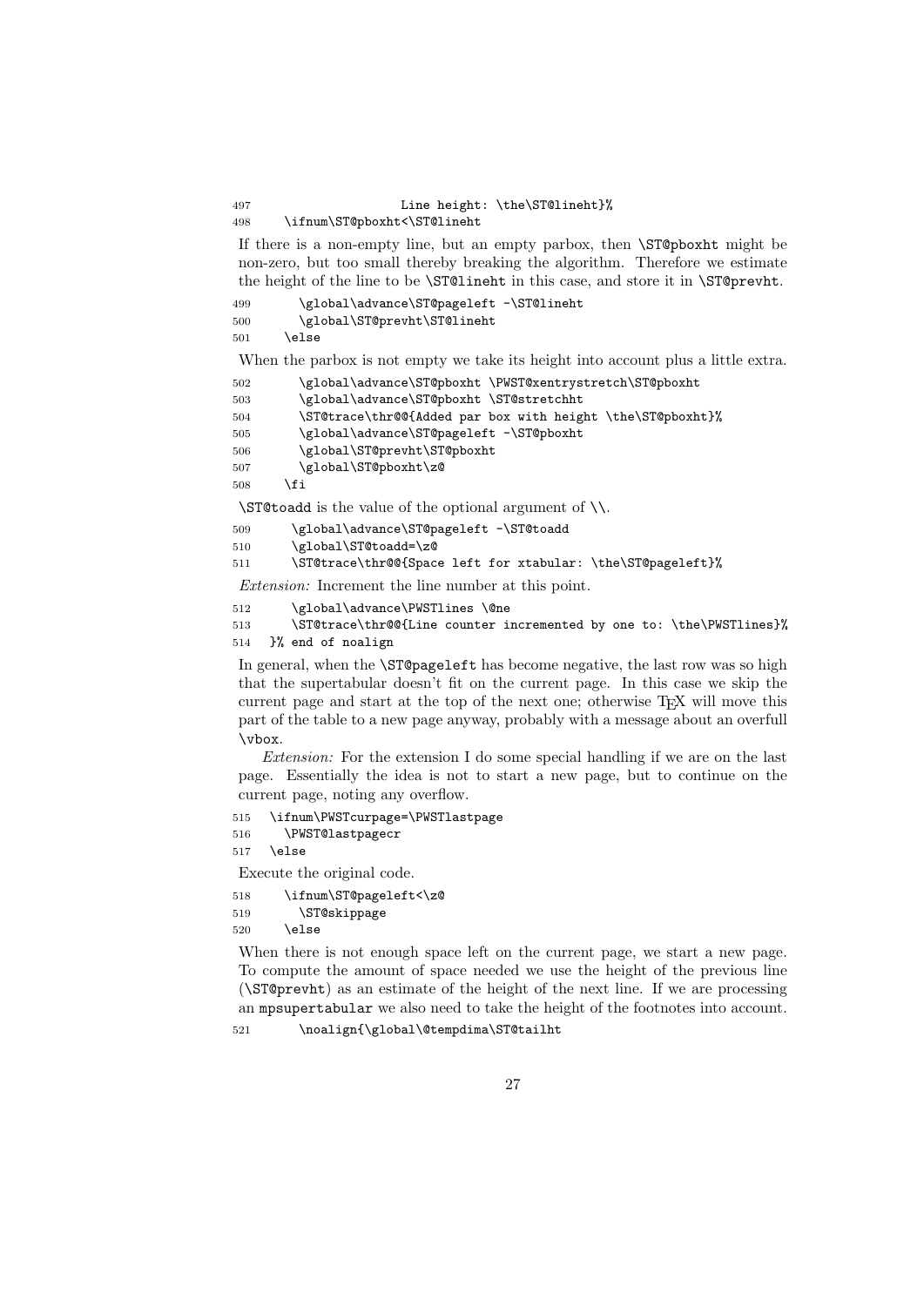```
497                   Line height: \the\ST@lineht}%
498     \ifnum\ST@pboxht<\ST@lineht
```

If there is a non-empty line, but an empty parbox, then `\ST@pboxht` might be non-zero, but too small thereby breaking the algorithm. Therefore we estimate the height of the line to be `\ST@lineht` in this case, and store it in `\ST@prevht`.

```
499       \global\advance\ST@pageleft -\ST@lineht
500       \global\ST@prevht\ST@lineht
501     \else
```

When the parbox is not empty we take its height into account plus a little extra.

```
502       \global\advance\ST@pboxht \PWST@xentrystretch\ST@pboxht
503       \global\advance\ST@pboxht \ST@stretchht
504       \ST@trace\thr@@{Added par box with height \the\ST@pboxht}%
505       \global\advance\ST@pageleft -\ST@pboxht
506       \global\ST@prevht\ST@pboxht
507       \global\ST@pboxht\z@
508     \fi
```

`\ST@toadd` is the value of the optional argument of `\\`.

```
509       \global\advance\ST@pageleft -\ST@toadd
510       \global\ST@toadd=\z@
511       \ST@trace\thr@@{Space left for xtabular: \the\ST@pageleft}%
```

*Extension:* Increment the line number at this point.

```
512       \global\advance\PWSTlines \@ne
513       \ST@trace\thr@@{Line counter incremented by one to: \the\PWSTlines}%
514   }% end of noalign
```

In general, when the `\ST@pageleft` has become negative, the last row was so high that the supertabular doesn't fit on the current page. In this case we skip the current page and start at the top of the next one; otherwise TeX will move this part of the table to a new page anyway, probably with a message about an overfull `\vbox`.

*Extension:* For the extension I do some special handling if we are on the last page. Essentially the idea is not to start a new page, but to continue on the current page, noting any overflow.

```
515   \ifnum\PWSTcurpage=\PWSTlastpage
516     \PWST@lastpagecr
517   \else
```

Execute the original code.

```
518     \ifnum\ST@pageleft<\z@
519       \ST@skippage
520     \else
```

When there is not enough space left on the current page, we start a new page. To compute the amount of space needed we use the height of the previous line (`\ST@prevht`) as an estimate of the height of the next line. If we are processing an `mpsupertabular` we also need to take the height of the footnotes into account.

```
521       \noalign{\global\@tempdima\ST@tailht
```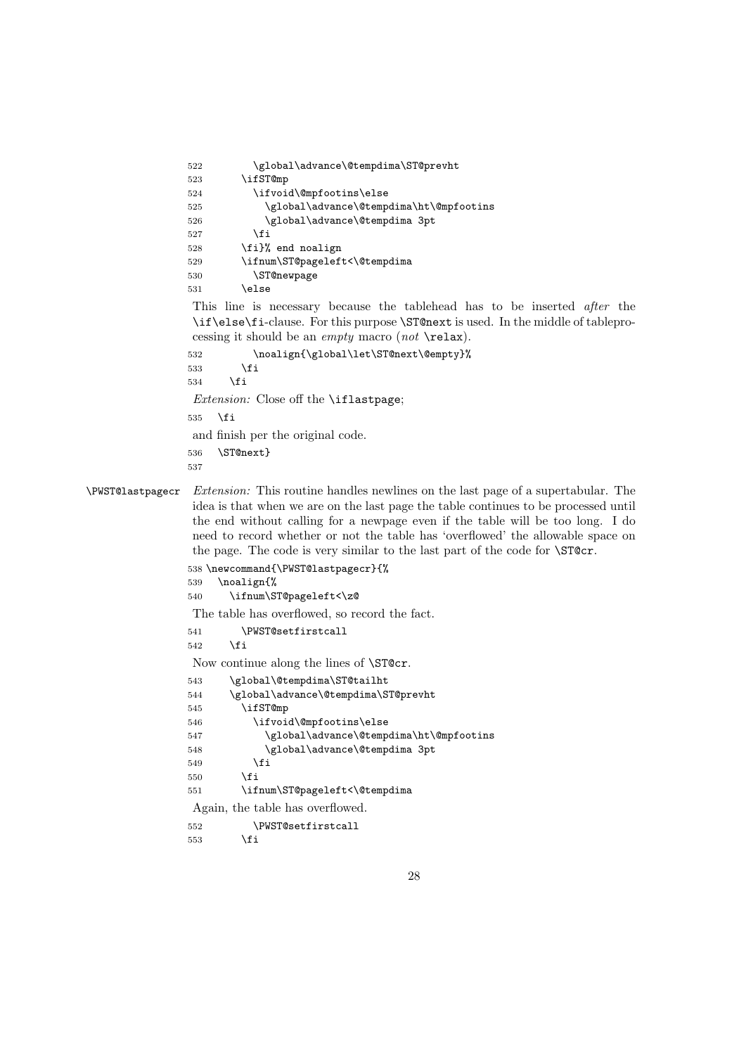```
522         \global\advance\@tempdima\ST@prevht
523       \ifST@mp
524         \ifvoid\@mpfootins\else
525           \global\advance\@tempdima\ht\@mpfootins
526           \global\advance\@tempdima 3pt
527         \fi
528       \fi}% end noalign
529       \ifnum\ST@pageleft<\@tempdima
530         \ST@newpage
531       \else
```

This line is necessary because the tablehead has to be inserted *after* the `\if\else\fi`-clause. For this purpose `\ST@next` is used. In the middle of tableprocessing it should be an *empty* macro (*not* `\relax`).

```
532         \noalign{\global\let\ST@next\@empty}%
533       \fi
534     \fi
```

*Extension:* Close off the `\iflastpage`;

```
535   \fi
```

and finish per the original code.

```
536   \ST@next}
537
```

`\PWST@lastpagecr` *Extension:* This routine handles newlines on the last page of a supertabular. The idea is that when we are on the last page the table continues to be processed until the end without calling for a newpage even if the table will be too long. I do need to record whether or not the table has 'overflowed' the allowable space on the page. The code is very similar to the last part of the code for `\ST@cr`.

```
538 \newcommand{\PWST@lastpagecr}{%
539   \noalign{%
540     \ifnum\ST@pageleft<\z@
```

The table has overflowed, so record the fact.

```
541       \PWST@setfirstcall
542     \fi
```

Now continue along the lines of `\ST@cr`.

```
543     \global\@tempdima\ST@tailht
544     \global\advance\@tempdima\ST@prevht
545       \ifST@mp
546         \ifvoid\@mpfootins\else
547           \global\advance\@tempdima\ht\@mpfootins
548           \global\advance\@tempdima 3pt
549         \fi
550       \fi
551       \ifnum\ST@pageleft<\@tempdima
```

Again, the table has overflowed.

```
552         \PWST@setfirstcall
553       \fi
```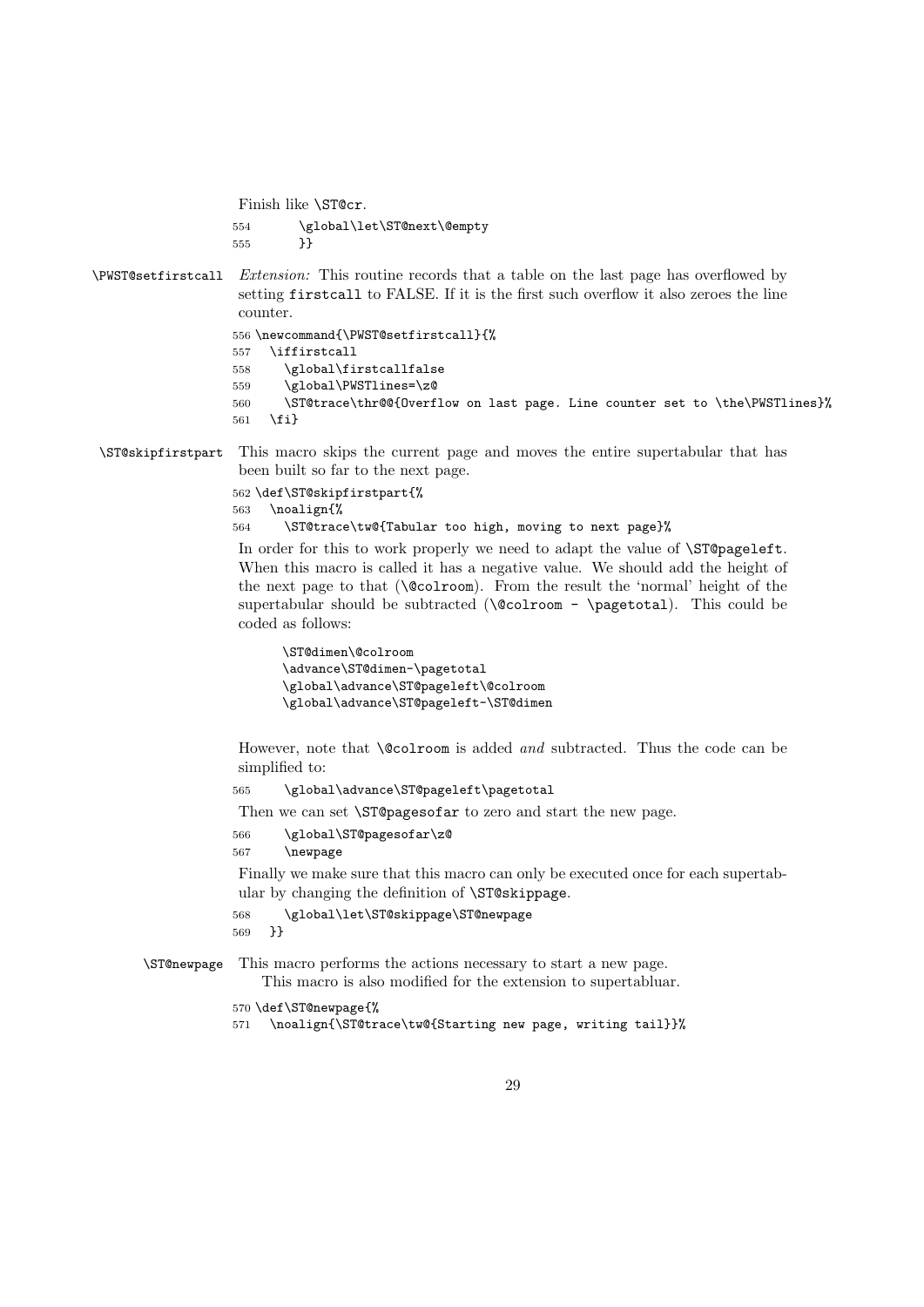Finish like `\ST@cr`.

```
554       \global\let\ST@next\@empty
555       }}
```

`\PWST@setfirstcall` *Extension:* This routine records that a table on the last page has overflowed by setting `firstcall` to FALSE. If it is the first such overflow it also zeroes the line counter.

```
556 \newcommand{\PWST@setfirstcall}{%
557   \iffirstcall
558     \global\firstcallfalse
559     \global\PWSTlines=\z@
560     \ST@trace\thr@@{Overflow on last page. Line counter set to \the\PWSTlines}%
561   \fi}
```

`\ST@skipfirstpart` This macro skips the current page and moves the entire supertabular that has been built so far to the next page.

```
562 \def\ST@skipfirstpart{%
563   \noalign{%
564     \ST@trace\tw@{Tabular too high, moving to next page}%
```

In order for this to work properly we need to adapt the value of `\ST@pageleft`. When this macro is called it has a negative value. We should add the height of the next page to that (`\@colroom`). From the result the 'normal' height of the supertabular should be subtracted (`\@colroom - \pagetotal`). This could be coded as follows:

```
\ST@dimen\@colroom
\advance\ST@dimen-\pagetotal
\global\advance\ST@pageleft\@colroom
\global\advance\ST@pageleft-\ST@dimen
```

However, note that `\@colroom` is added *and* subtracted. Thus the code can be simplified to:

```
565     \global\advance\ST@pageleft\pagetotal
```

Then we can set `\ST@pagesofar` to zero and start the new page.

```
566     \global\ST@pagesofar\z@
567     \newpage
```

Finally we make sure that this macro can only be executed once for each supertabular by changing the definition of `\ST@skippage`.

```
568     \global\let\ST@skippage\ST@newpage
569   }}
```

`\ST@newpage` This macro performs the actions necessary to start a new page.

This macro is also modified for the extension to supertabluar.

```
570 \def\ST@newpage{%
571   \noalign{\ST@trace\tw@{Starting new page, writing tail}}%
```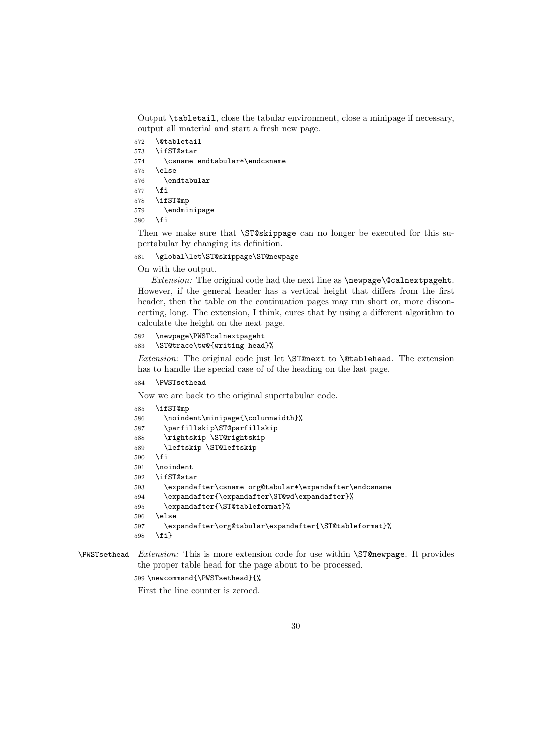Output `\tabletail`, close the tabular environment, close a minipage if necessary, output all material and start a fresh new page.

```
572   \@tabletail
573   \ifST@star
574     \csname endtabular*\endcsname
575   \else
576     \endtabular
577   \fi
578   \ifST@mp
579     \endminipage
580   \fi
```

Then we make sure that `\ST@skippage` can no longer be executed for this supertabular by changing its definition.

```
581   \global\let\ST@skippage\ST@newpage
```

On with the output.

*Extension:* The original code had the next line as `\newpage\@calnextpageht`. However, if the general header has a vertical height that differs from the first header, then the table on the continuation pages may run short or, more disconcerting, long. The extension, I think, cures that by using a different algorithm to calculate the height on the next page.

```
582   \newpage\PWSTcalnextpageht
583   \ST@trace\tw@{writing head}%
```

*Extension:* The original code just let `\ST@next` to `\@tablehead`. The extension has to handle the special case of of the heading on the last page.

```
584   \PWSTsethead
```

Now we are back to the original supertabular code.

```
585   \ifST@mp
586     \noindent\minipage{\columnwidth}%
587     \parfillskip\ST@parfillskip
588     \rightskip \ST@rightskip
589     \leftskip \ST@leftskip
590   \fi
591   \noindent
592   \ifST@star
593     \expandafter\csname org@tabular*\expandafter\endcsname
594     \expandafter{\expandafter\ST@wd\expandafter}%
595     \expandafter{\ST@tableformat}%
596   \else
597     \expandafter\org@tabular\expandafter{\ST@tableformat}%
598   \fi}
```

`\PWSTsethead` *Extension:* This is more extension code for use within `\ST@newpage`. It provides the proper table head for the page about to be processed.

```
599 \newcommand{\PWSTsethead}{%
```

First the line counter is zeroed.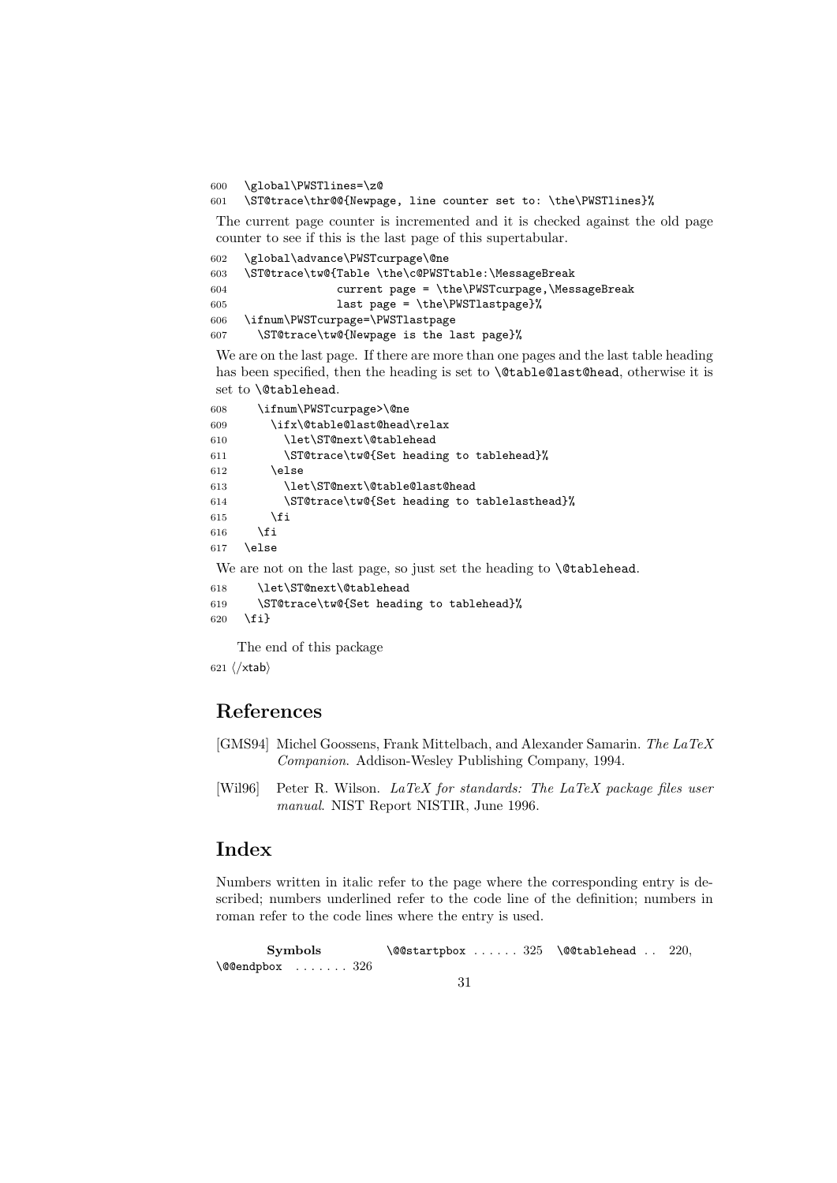```
600   \global\PWSTlines=\z@
601   \ST@trace\thr@@{Newpage, line counter set to: \the\PWSTlines}%
```

The current page counter is incremented and it is checked against the old page counter to see if this is the last page of this supertabular.

```
602   \global\advance\PWSTcurpage\@ne
603   \ST@trace\tw@{Table \the\c@PWSTtable:\MessageBreak
604                current page = \the\PWSTcurpage,\MessageBreak
605                last page = \the\PWSTlastpage}%
606   \ifnum\PWSTcurpage=\PWSTlastpage
607     \ST@trace\tw@{Newpage is the last page}%
```

We are on the last page. If there are more than one pages and the last table heading has been specified, then the heading is set to `\@table@last@head`, otherwise it is set to `\@tablehead`.

```
608     \ifnum\PWSTcurpage>\@ne
609       \ifx\@table@last@head\relax
610         \let\ST@next\@tablehead
611         \ST@trace\tw@{Set heading to tablehead}%
612       \else
613         \let\ST@next\@table@last@head
614         \ST@trace\tw@{Set heading to tablelasthead}%
615       \fi
616     \fi
617   \else
```

We are not on the last page, so just set the heading to `\@tablehead`.

```
618     \let\ST@next\@tablehead
619     \ST@trace\tw@{Set heading to tablehead}%
620   \fi}
```

The end of this package

```
621 </xtab>
```

## References

[GMS94] Michel Goossens, Frank Mittelbach, and Alexander Samarin. *The LaTeX Companion*. Addison-Wesley Publishing Company, 1994.

[Wil96] Peter R. Wilson. *LaTeX for standards: The LaTeX package files user manual*. NIST Report NISTIR, June 1996.

## Index

Numbers written in italic refer to the page where the corresponding entry is described; numbers underlined refer to the code line of the definition; numbers in roman refer to the code lines where the entry is used.

**Symbols**

\@@endpbox . . . . . . . 326

\@@startpbox . . . . . . 325

\@@tablehead . . 220,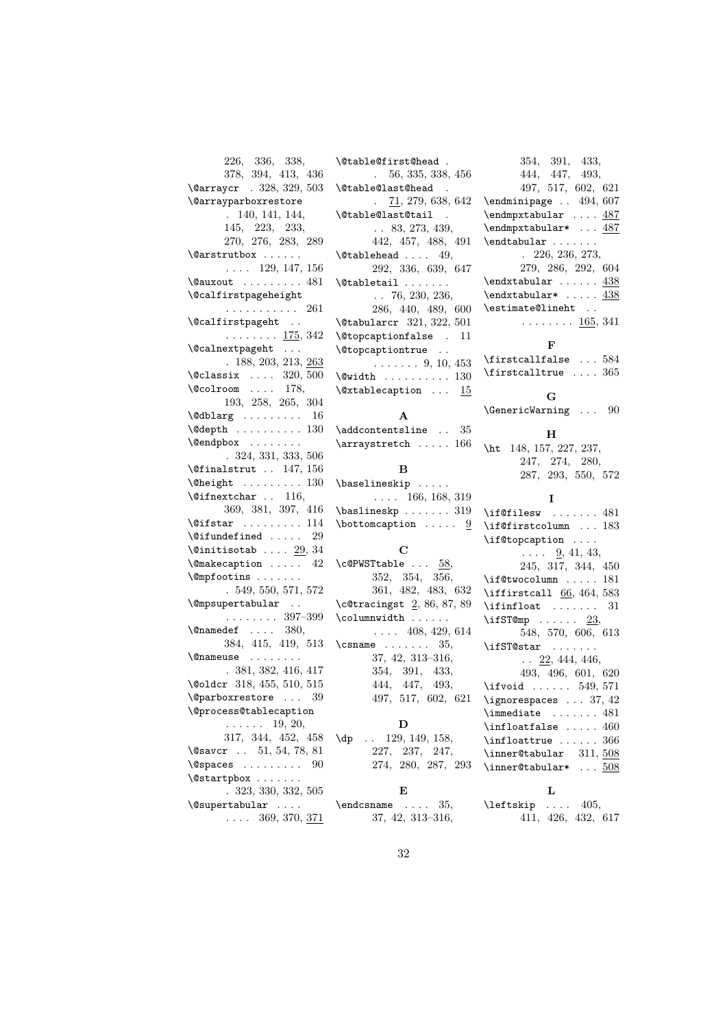226, 336, 338, 378, 394, 413, 436

\@arraycr . 328, 329, 503

\@arrayparboxrestore . 140, 141, 144, 145, 223, 233, 270, 276, 283, 289

\@arstrutbox . . . . . . . . . . 129, 147, 156

\@auxout . . . . . . . . . 481

\@calfirstpageheight . . . . . . . . . . . 261

\@calfirstpageht . . . . . . . . . . 175, 342

\@calnextpageht . . . . 188, 203, 213, 263

\@classix . . . . 320, 500

\@colroom . . . . 178, 193, 258, 265, 304

\@dblarg . . . . . . . . . 16

\@depth . . . . . . . . . . 130

\@endpbox . . . . . . . . . 324, 331, 333, 506

\@finalstrut . . 147, 156

\@height . . . . . . . . . 130

\@ifnextchar . . 116, 369, 381, 397, 416

\@ifstar . . . . . . . . . 114

\@ifundefined . . . . . 29

\@initisotab . . . . 29, 34

\@makecaption . . . . . 42

\@mpfootins . . . . . . . . 549, 550, 571, 572

\@mpsupertabular . . . . . . . . . . 397–399

\@namedef . . . . 380, 384, 415, 419, 513

\@nameuse . . . . . . . . . 381, 382, 416, 417

\@oldcr 318, 455, 510, 515

\@parboxrestore . . . 39

\@process@tablecaption . . . . . . 19, 20, 317, 344, 452, 458

\@savcr . . 51, 54, 78, 81

\@spaces . . . . . . . . . 90

\@startpbox . . . . . . . . 323, 330, 332, 505

\@supertabular . . . . . . . . 369, 370, 371

\@table@first@head . . 56, 335, 338, 456

\@table@last@head . . 71, 279, 638, 642

\@table@last@tail . . . 83, 273, 439, 442, 457, 488, 491

\@tablehead . . . . 49, 292, 336, 639, 647

\@tabletail . . . . . . . . . 76, 230, 236, 286, 440, 489, 600

\@tabularcr 321, 322, 501

\@topcaptionfalse . 11

\@topcaptiontrue . . . . . . . . . 9, 10, 453

\@width . . . . . . . . . . 130

\@xtablecaption . . . 15

**A**

\addcontentsline . . 35

\arraystretch . . . . . 166

**B**

\baselineskip . . . . . . . . . 166, 168, 319

\baslineskp . . . . . . . 319

\bottomcaption . . . . . 9

**C**

\c@PWSTtable . . . 58, 352, 354, 356, 361, 482, 483, 632

\c@tracingst 2, 86, 87, 89

\columnwidth . . . . . . . . . . 408, 429, 614

\csname . . . . . . . 35, 37, 42, 313–316, 354, 391, 433, 444, 447, 493, 497, 517, 602, 621

**D**

\dp . . 129, 149, 158, 227, 237, 247, 274, 280, 287, 293

**E**

\endcsname . . . . 35, 37, 42, 313–316, 354, 391, 433, 444, 447, 493, 497, 517, 602, 621

\endminipage . . 494, 607

\endmpxtabular . . . . 487

\endmpxtabular* . . . 487

\endtabular . . . . . . . . 226, 236, 273, 279, 286, 292, 604

\endxtabular . . . . . . 438

\endxtabular* . . . . . 438

\estimate@lineht . . . . . . . . . . 165, 341

**F**

\firstcallfalse . . . 584

\firstcalltrue . . . . 365

**G**

\GenericWarning . . . 90

**H**

\ht 148, 157, 227, 237, 247, 274, 280, 287, 293, 550, 572

**I**

\if@filesw . . . . . . . 481

\if@firstcolumn . . . 183

\if@topcaption . . . . . . . . 9, 41, 43, 245, 317, 344, 450

\if@twocolumn . . . . . 181

\iffirstcall 66, 464, 583

\ifinfloat . . . . . . . 31

\ifST@mp . . . . . . 23, 548, 570, 606, 613

\ifST@star . . . . . . . . . 22, 444, 446, 493, 496, 601, 620

\ifvoid . . . . . . 549, 571

\ignorespaces . . . 37, 42

\immediate . . . . . . . 481

\infloatfalse . . . . . 460

\infloattrue . . . . . . 366

\inner@tabular 311, 508

\inner@tabular* . . . 508

**L**

\leftskip . . . . 405, 411, 426, 432, 617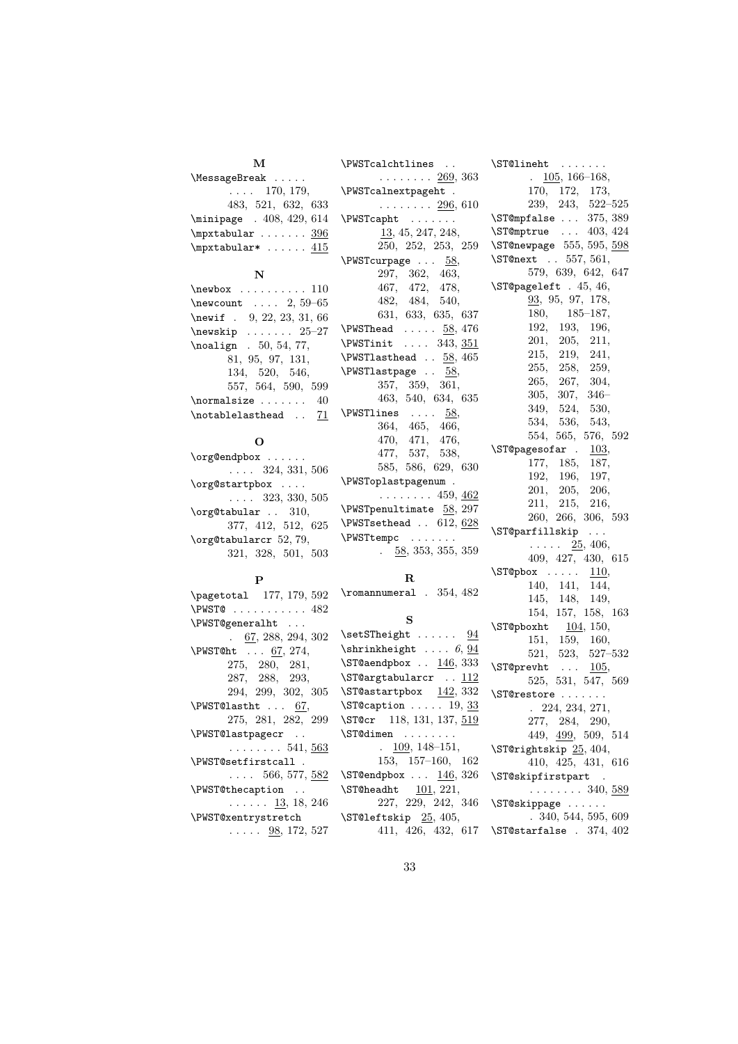## M

\MessageBreak . . . . . . . . 170, 179, 483, 521, 632, 633
\minipage . 408, 429, 614
\mpxtabular . . . . . . . <u>396</u>
\mpxtabular* . . . . . . <u>415</u>

## N

\newbox . . . . . . . . . . 110
\newcount . . . . 2, 59–65
\newif . 9, 22, 23, 31, 66
\newskip . . . . . . . 25–27
\noalign . 50, 54, 77, 81, 95, 97, 131, 134, 520, 546, 557, 564, 590, 599
\normalsize . . . . . . . 40
\notablelasthead . . <u>71</u>

## O

\org@endpbox . . . . . . . . . . 324, 331, 506
\org@startpbox . . . . . . . . 323, 330, 505
\org@tabular . . 310, 377, 412, 512, 625
\org@tabularcr 52, 79, 321, 328, 501, 503

## P

\pagetotal 177, 179, 592
\PWST@ . . . . . . . . . . . 482
\PWST@generalht . . . . <u>67</u>, 288, 294, 302
\PWST@ht . . . <u>67</u>, 274, 275, 280, 281, 287, 288, 293, 294, 299, 302, 305
\PWST@lastht . . . <u>67</u>, 275, 281, 282, 299
\PWST@lastpagecr . . . . . . . . . . 541, <u>563</u>
\PWST@setfirstcall . . . . . 566, 577, <u>582</u>
\PWST@thecaption . . . . . . . . <u>13</u>, 18, 246
\PWST@xentrystretch . . . . . <u>98</u>, 172, 527
\PWSTcalchtlines . . . . . . . . . . <u>269</u>, 363
\PWSTcalnextpageht . . . . . . . . . <u>296</u>, 610
\PWSTcapht . . . . . . . <u>13</u>, 45, 247, 248, 250, 252, 253, 259
\PWSTcurpage . . . <u>58</u>, 297, 362, 463, 467, 472, 478, 482, 484, 540, 631, 633, 635, 637
\PWSThead . . . . . <u>58</u>, 476
\PWSTinit . . . . 343, <u>351</u>
\PWSTlasthead . . <u>58</u>, 465
\PWSTlastpage . . <u>58</u>, 357, 359, 361, 463, 540, 634, 635
\PWSTlines . . . . <u>58</u>, 364, 465, 466, 470, 471, 476, 477, 537, 538, 585, 586, 629, 630
\PWSToplastpagenum . . . . . . . . . 459, <u>462</u>
\PWSTpenultimate <u>58</u>, 297
\PWSTsethead . . 612, <u>628</u>
\PWSTtempc . . . . . . . . <u>58</u>, 353, 355, 359

## R

\romannumeral . 354, 482

## S

\setSTheight . . . . . . <u>94</u>
\shrinkheight . . . . *6*, <u>94</u>
\ST@aendpbox . . <u>146</u>, 333
\ST@argtabularcr . . <u>112</u>
\ST@astartpbox <u>142</u>, 332
\ST@caption . . . . . 19, <u>33</u>
\ST@cr 118, 131, 137, <u>519</u>
\ST@dimen . . . . . . . . . <u>109</u>, 148–151, 153, 157–160, 162
\ST@endpbox . . . <u>146</u>, 326
\ST@headht <u>101</u>, 221, 227, 229, 242, 346
\ST@leftskip <u>25</u>, 405, 411, 426, 432, 617
\ST@lineht . . . . . . . . <u>105</u>, 166–168, 170, 172, 173, 239, 243, 522–525
\ST@mpfalse . . . 375, 389
\ST@mptrue . . . 403, 424
\ST@newpage 555, 595, <u>598</u>
\ST@next . . 557, 561, 579, 639, 642, 647
\ST@pageleft . 45, 46, <u>93</u>, 95, 97, 178, 180, 185–187, 192, 193, 196, 201, 205, 211, 215, 219, 241, 255, 258, 259, 265, 267, 304, 305, 307, 346–349, 524, 530, 534, 536, 543, 554, 565, 576, 592
\ST@pagesofar . <u>103</u>, 177, 185, 187, 192, 196, 197, 201, 205, 206, 211, 215, 216, 260, 266, 306, 593
\ST@parfillskip . . . . . . . . <u>25</u>, 406, 409, 427, 430, 615
\ST@pbox . . . . . <u>110</u>, 140, 141, 144, 145, 148, 149, 154, 157, 158, 163
\ST@pboxht <u>104</u>, 150, 151, 159, 160, 521, 523, 527–532
\ST@prevht . . . <u>105</u>, 525, 531, 547, 569
\ST@restore . . . . . . . . 224, 234, 271, 277, 284, 290, 449, <u>499</u>, 509, 514
\ST@rightskip <u>25</u>, 404, 410, 425, 431, 616
\ST@skipfirstpart . . . . . . . . . 340, <u>589</u>
\ST@skippage . . . . . . . 340, 544, 595, 609
\ST@starfalse . 374, 402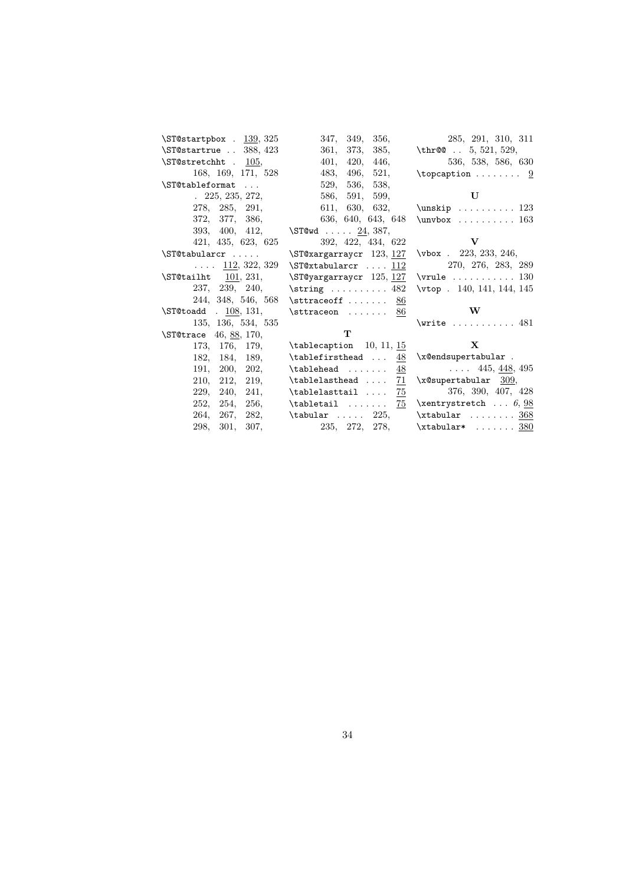\ST@startpbox . 139, 325
\ST@startrue . . 388, 423
\ST@stretchht . 105, 168, 169, 171, 528
\ST@tableformat . . . . 225, 235, 272, 278, 285, 291, 372, 377, 386, 393, 400, 412, 421, 435, 623, 625
\ST@tabularcr . . . . . . . . . 112, 322, 329
\ST@tailht 101, 231, 237, 239, 240, 244, 348, 546, 568
\ST@toadd . 108, 131, 135, 136, 534, 535
\ST@trace 46, 88, 170, 173, 176, 179, 182, 184, 189, 191, 200, 202, 210, 212, 219, 229, 240, 241, 252, 254, 256, 264, 267, 282, 298, 301, 307, 347, 349, 356, 361, 373, 385, 401, 420, 446, 483, 496, 521, 529, 536, 538, 586, 591, 599, 611, 630, 632, 636, 640, 643, 648
\ST@wd . . . . . 24, 387, 392, 422, 434, 622
\ST@xargarraycr 123, 127
\ST@xtabularcr . . . . 112
\ST@yargarraycr 125, 127
\string . . . . . . . . . . 482
\sttraceoff . . . . . . . 86
\sttraceon . . . . . . . 86

**T**

\tablecaption 10, 11, 15
\tablefirsthead . . . 48
\tablehead . . . . . . . 48
\tablelasthead . . . . 71
\tablelasttail . . . . 75
\tabletail . . . . . . . 75
\tabular . . . . . 225, 235, 272, 278, 285, 291, 310, 311
\thr@@ . . 5, 521, 529, 536, 538, 586, 630
\topcaption . . . . . . . . 9

**U**

\unskip . . . . . . . . . . 123
\unvbox . . . . . . . . . . 163

**V**

\vbox . 223, 233, 246, 270, 276, 283, 289
\vrule . . . . . . . . . . . 130
\vtop . 140, 141, 144, 145

**W**

\write . . . . . . . . . . . 481

**X**

\x@endsupertabular . . . . . 445, 448, 495
\x@supertabular 309, 376, 390, 407, 428
\xentrystretch . . . *6*, 98
\xtabular . . . . . . . . 368
\xtabular* . . . . . . . 380